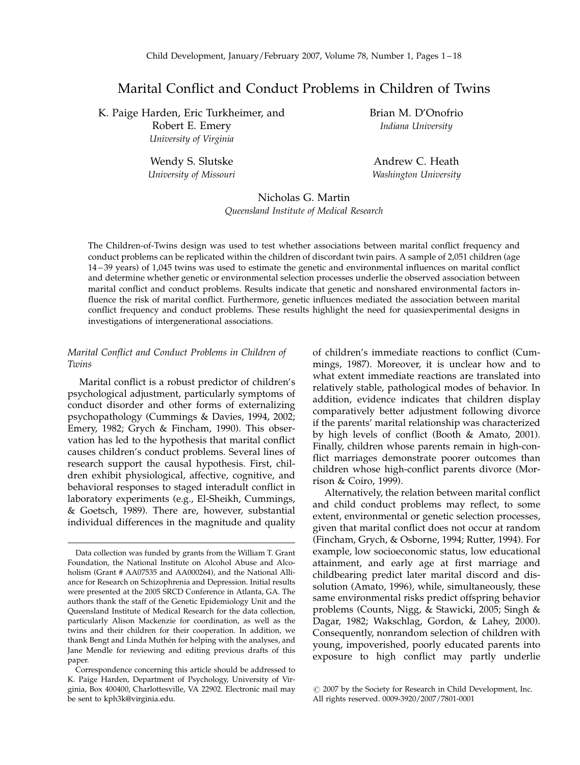# Marital Conflict and Conduct Problems in Children of Twins

K. Paige Harden, Eric Turkheimer, and Robert E. Emery
*University of Virginia*

Brian M. D'Onofrio
*Indiana University*

Wendy S. Slutske
*University of Missouri*

Andrew C. Heath
*Washington University*

Nicholas G. Martin
*Queensland Institute of Medical Research*

The Children-of-Twins design was used to test whether associations between marital conflict frequency and conduct problems can be replicated within the children of discordant twin pairs. A sample of 2,051 children (age 14–39 years) of 1,045 twins was used to estimate the genetic and environmental influences on marital conflict and determine whether genetic or environmental selection processes underlie the observed association between marital conflict and conduct problems. Results indicate that genetic and nonshared environmental factors influence the risk of marital conflict. Furthermore, genetic influences mediated the association between marital conflict frequency and conduct problems. These results highlight the need for quasiexperimental designs in investigations of intergenerational associations.

## *Marital Conflict and Conduct Problems in Children of Twins*

Marital conflict is a robust predictor of children's psychological adjustment, particularly symptoms of conduct disorder and other forms of externalizing psychopathology (Cummings & Davies, 1994, 2002; Emery, 1982; Grych & Fincham, 1990). This observation has led to the hypothesis that marital conflict causes children's conduct problems. Several lines of research support the causal hypothesis. First, children exhibit physiological, affective, cognitive, and behavioral responses to staged interadult conflict in laboratory experiments (e.g., El-Sheikh, Cummings, & Goetsch, 1989). There are, however, substantial individual differences in the magnitude and quality of children's immediate reactions to conflict (Cummings, 1987). Moreover, it is unclear how and to what extent immediate reactions are translated into relatively stable, pathological modes of behavior. In addition, evidence indicates that children display comparatively better adjustment following divorce if the parents' marital relationship was characterized by high levels of conflict (Booth & Amato, 2001). Finally, children whose parents remain in high-conflict marriages demonstrate poorer outcomes than children whose high-conflict parents divorce (Morrison & Coiro, 1999).

Alternatively, the relation between marital conflict and child conduct problems may reflect, to some extent, environmental or genetic selection processes, given that marital conflict does not occur at random (Fincham, Grych, & Osborne, 1994; Rutter, 1994). For example, low socioeconomic status, low educational attainment, and early age at first marriage and childbearing predict later marital discord and dissolution (Amato, 1996), while, simultaneously, these same environmental risks predict offspring behavior problems (Counts, Nigg, & Stawicki, 2005; Singh & Dagar, 1982; Wakschlag, Gordon, & Lahey, 2000). Consequently, nonrandom selection of children with young, impoverished, poorly educated parents into exposure to high conflict may partly underlie

---

Data collection was funded by grants from the William T. Grant Foundation, the National Institute on Alcohol Abuse and Alcoholism (Grant # AA07535 and AA000264), and the National Alliance for Research on Schizophrenia and Depression. Initial results were presented at the 2005 SRCD Conference in Atlanta, GA. The authors thank the staff of the Genetic Epidemiology Unit and the Queensland Institute of Medical Research for the data collection, particularly Alison Mackenzie for coordination, as well as the twins and their children for their cooperation. In addition, we thank Bengt and Linda Muthén for helping with the analyses, and Jane Mendle for reviewing and editing previous drafts of this paper.

Correspondence concerning this article should be addressed to K. Paige Harden, Department of Psychology, University of Virginia, Box 400400, Charlottesville, VA 22902. Electronic mail may be sent to kph3k@virginia.edu.

© 2007 by the Society for Research in Child Development, Inc. All rights reserved. 0009-3920/2007/7801-0001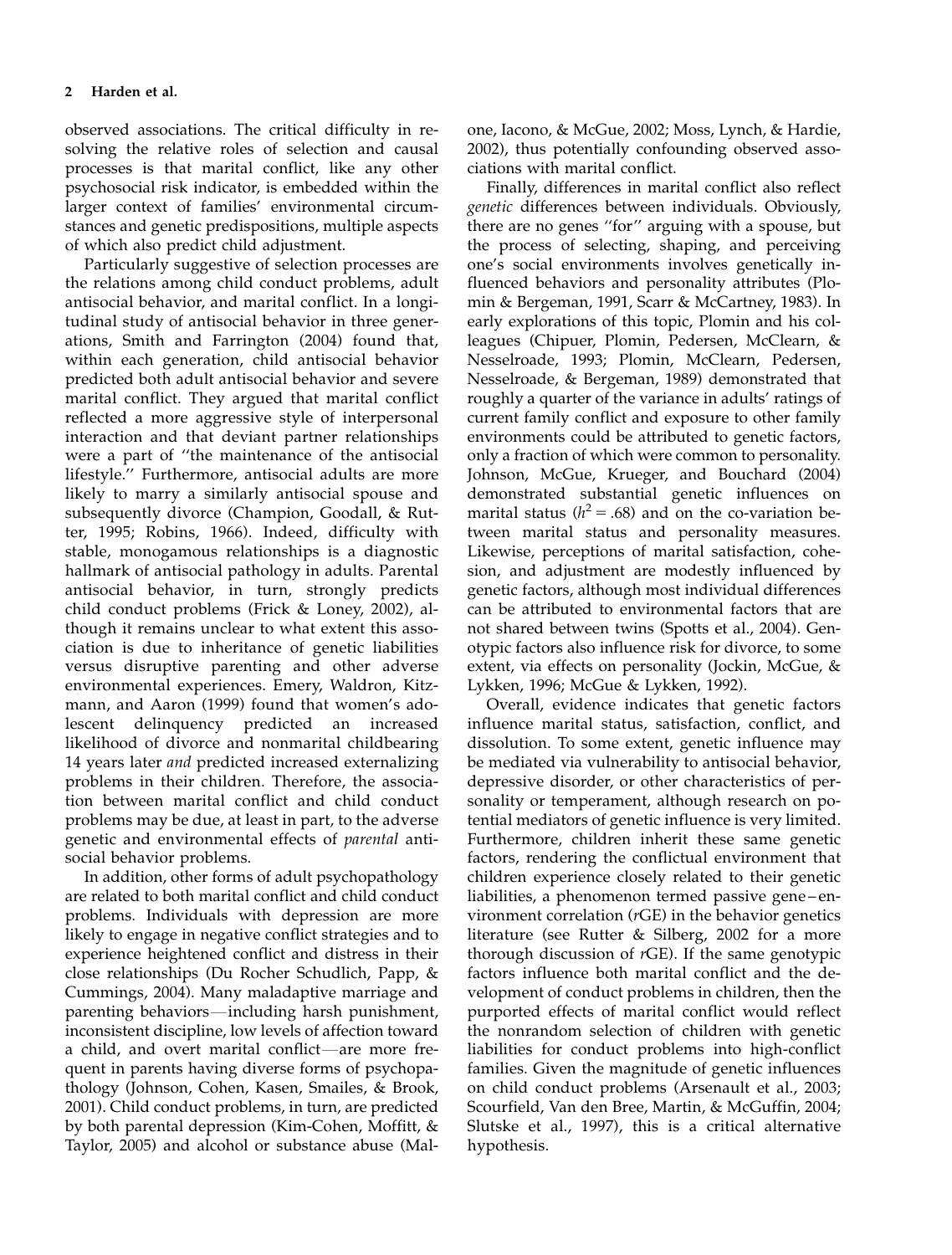observed associations. The critical difficulty in resolving the relative roles of selection and causal processes is that marital conflict, like any other psychosocial risk indicator, is embedded within the larger context of families' environmental circumstances and genetic predispositions, multiple aspects of which also predict child adjustment.

Particularly suggestive of selection processes are the relations among child conduct problems, adult antisocial behavior, and marital conflict. In a longitudinal study of antisocial behavior in three generations, Smith and Farrington (2004) found that, within each generation, child antisocial behavior predicted both adult antisocial behavior and severe marital conflict. They argued that marital conflict reflected a more aggressive style of interpersonal interaction and that deviant partner relationships were a part of ''the maintenance of the antisocial lifestyle.'' Furthermore, antisocial adults are more likely to marry a similarly antisocial spouse and subsequently divorce (Champion, Goodall, & Rutter, 1995; Robins, 1966). Indeed, difficulty with stable, monogamous relationships is a diagnostic hallmark of antisocial pathology in adults. Parental antisocial behavior, in turn, strongly predicts child conduct problems (Frick & Loney, 2002), although it remains unclear to what extent this association is due to inheritance of genetic liabilities versus disruptive parenting and other adverse environmental experiences. Emery, Waldron, Kitzmann, and Aaron (1999) found that women's adolescent delinquency predicted an increased likelihood of divorce and nonmarital childbearing 14 years later *and* predicted increased externalizing problems in their children. Therefore, the association between marital conflict and child conduct problems may be due, at least in part, to the adverse genetic and environmental effects of *parental* antisocial behavior problems.

In addition, other forms of adult psychopathology are related to both marital conflict and child conduct problems. Individuals with depression are more likely to engage in negative conflict strategies and to experience heightened conflict and distress in their close relationships (Du Rocher Schudlich, Papp, & Cummings, 2004). Many maladaptive marriage and parenting behaviors—including harsh punishment, inconsistent discipline, low levels of affection toward a child, and overt marital conflict—are more frequent in parents having diverse forms of psychopathology (Johnson, Cohen, Kasen, Smailes, & Brook, 2001). Child conduct problems, in turn, are predicted by both parental depression (Kim-Cohen, Moffitt, & Taylor, 2005) and alcohol or substance abuse (Malone, Iacono, & McGue, 2002; Moss, Lynch, & Hardie, 2002), thus potentially confounding observed associations with marital conflict.

Finally, differences in marital conflict also reflect *genetic* differences between individuals. Obviously, there are no genes ''for'' arguing with a spouse, but the process of selecting, shaping, and perceiving one's social environments involves genetically influenced behaviors and personality attributes (Plomin & Bergeman, 1991, Scarr & McCartney, 1983). In early explorations of this topic, Plomin and his colleagues (Chipuer, Plomin, Pedersen, McClearn, & Nesselroade, 1993; Plomin, McClearn, Pedersen, Nesselroade, & Bergeman, 1989) demonstrated that roughly a quarter of the variance in adults' ratings of current family conflict and exposure to other family environments could be attributed to genetic factors, only a fraction of which were common to personality. Johnson, McGue, Krueger, and Bouchard (2004) demonstrated substantial genetic influences on marital status ($h^2 = .68$) and on the co-variation between marital status and personality measures. Likewise, perceptions of marital satisfaction, cohesion, and adjustment are modestly influenced by genetic factors, although most individual differences can be attributed to environmental factors that are not shared between twins (Spotts et al., 2004). Genotypic factors also influence risk for divorce, to some extent, via effects on personality (Jockin, McGue, & Lykken, 1996; McGue & Lykken, 1992).

Overall, evidence indicates that genetic factors influence marital status, satisfaction, conflict, and dissolution. To some extent, genetic influence may be mediated via vulnerability to antisocial behavior, depressive disorder, or other characteristics of personality or temperament, although research on potential mediators of genetic influence is very limited. Furthermore, children inherit these same genetic factors, rendering the conflictual environment that children experience closely related to their genetic liabilities, a phenomenon termed passive gene–environment correlation (*r*GE) in the behavior genetics literature (see Rutter & Silberg, 2002 for a more thorough discussion of *r*GE). If the same genotypic factors influence both marital conflict and the development of conduct problems in children, then the purported effects of marital conflict would reflect the nonrandom selection of children with genetic liabilities for conduct problems into high-conflict families. Given the magnitude of genetic influences on child conduct problems (Arsenault et al., 2003; Scourfield, Van den Bree, Martin, & McGuffin, 2004; Slutske et al., 1997), this is a critical alternative hypothesis.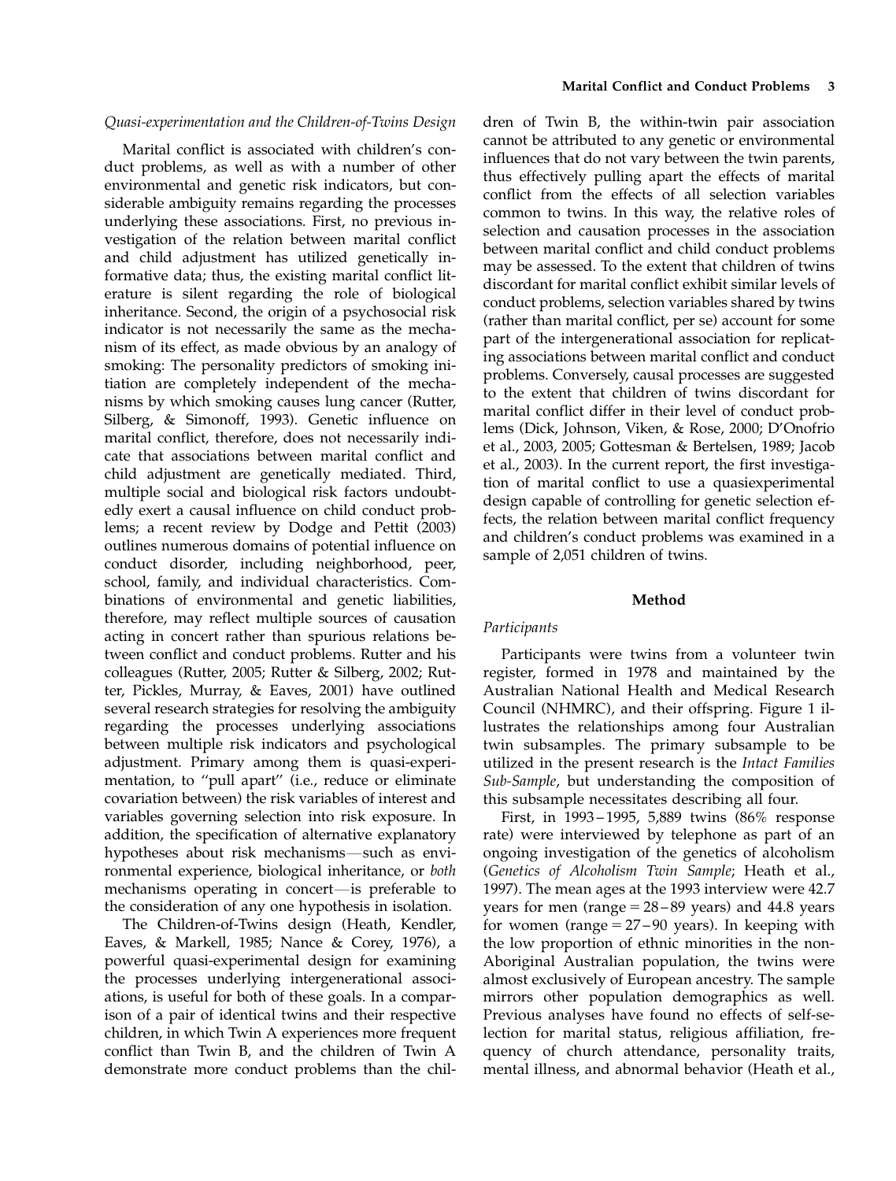### *Quasi-experimentation and the Children-of-Twins Design*

Marital conflict is associated with children's conduct problems, as well as with a number of other environmental and genetic risk indicators, but considerable ambiguity remains regarding the processes underlying these associations. First, no previous investigation of the relation between marital conflict and child adjustment has utilized genetically informative data; thus, the existing marital conflict literature is silent regarding the role of biological inheritance. Second, the origin of a psychosocial risk indicator is not necessarily the same as the mechanism of its effect, as made obvious by an analogy of smoking: The personality predictors of smoking initiation are completely independent of the mechanisms by which smoking causes lung cancer (Rutter, Silberg, & Simonoff, 1993). Genetic influence on marital conflict, therefore, does not necessarily indicate that associations between marital conflict and child adjustment are genetically mediated. Third, multiple social and biological risk factors undoubtedly exert a causal influence on child conduct problems; a recent review by Dodge and Pettit (2003) outlines numerous domains of potential influence on conduct disorder, including neighborhood, peer, school, family, and individual characteristics. Combinations of environmental and genetic liabilities, therefore, may reflect multiple sources of causation acting in concert rather than spurious relations between conflict and conduct problems. Rutter and his colleagues (Rutter, 2005; Rutter & Silberg, 2002; Rutter, Pickles, Murray, & Eaves, 2001) have outlined several research strategies for resolving the ambiguity regarding the processes underlying associations between multiple risk indicators and psychological adjustment. Primary among them is quasi-experimentation, to ''pull apart'' (i.e., reduce or eliminate covariation between) the risk variables of interest and variables governing selection into risk exposure. In addition, the specification of alternative explanatory hypotheses about risk mechanisms—such as environmental experience, biological inheritance, or *both* mechanisms operating in concert—is preferable to the consideration of any one hypothesis in isolation.

The Children-of-Twins design (Heath, Kendler, Eaves, & Markell, 1985; Nance & Corey, 1976), a powerful quasi-experimental design for examining the processes underlying intergenerational associations, is useful for both of these goals. In a comparison of a pair of identical twins and their respective children, in which Twin A experiences more frequent conflict than Twin B, and the children of Twin A demonstrate more conduct problems than the children of Twin B, the within-twin pair association cannot be attributed to any genetic or environmental influences that do not vary between the twin parents, thus effectively pulling apart the effects of marital conflict from the effects of all selection variables common to twins. In this way, the relative roles of selection and causation processes in the association between marital conflict and child conduct problems may be assessed. To the extent that children of twins discordant for marital conflict exhibit similar levels of conduct problems, selection variables shared by twins (rather than marital conflict, per se) account for some part of the intergenerational association for replicating associations between marital conflict and conduct problems. Conversely, causal processes are suggested to the extent that children of twins discordant for marital conflict differ in their level of conduct problems (Dick, Johnson, Viken, & Rose, 2000; D'Onofrio et al., 2003, 2005; Gottesman & Bertelsen, 1989; Jacob et al., 2003). In the current report, the first investigation of marital conflict to use a quasiexperimental design capable of controlling for genetic selection effects, the relation between marital conflict frequency and children's conduct problems was examined in a sample of 2,051 children of twins.

## Method

### *Participants*

Participants were twins from a volunteer twin register, formed in 1978 and maintained by the Australian National Health and Medical Research Council (NHMRC), and their offspring. Figure 1 illustrates the relationships among four Australian twin subsamples. The primary subsample to be utilized in the present research is the *Intact Families Sub-Sample*, but understanding the composition of this subsample necessitates describing all four.

First, in 1993–1995, 5,889 twins (86% response rate) were interviewed by telephone as part of an ongoing investigation of the genetics of alcoholism (*Genetics of Alcoholism Twin Sample*; Heath et al., 1997). The mean ages at the 1993 interview were 42.7 years for men (range = 28–89 years) and 44.8 years for women (range = 27–90 years). In keeping with the low proportion of ethnic minorities in the non-Aboriginal Australian population, the twins were almost exclusively of European ancestry. The sample mirrors other population demographics as well. Previous analyses have found no effects of self-selection for marital status, religious affiliation, frequency of church attendance, personality traits, mental illness, and abnormal behavior (Heath et al.,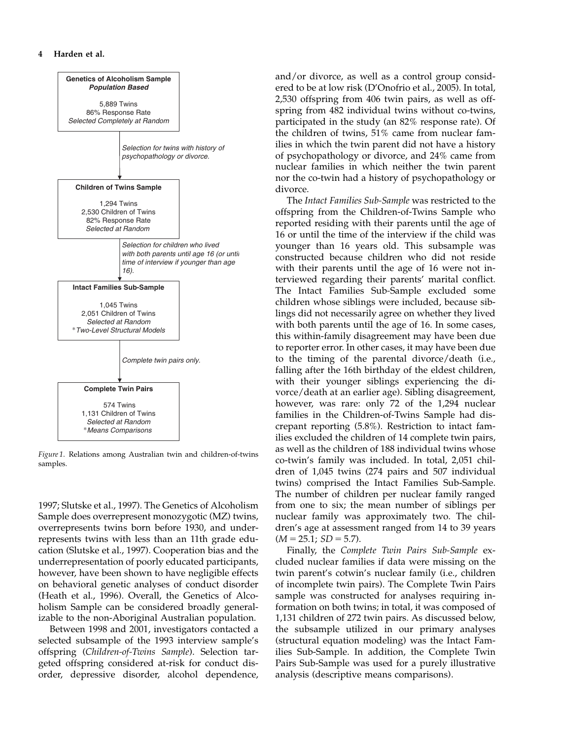**Genetics of Alcoholism Sample**
***Population Based***

5,889 Twins
86% Response Rate
*Selected Completely at Random*

↓ *Selection for twins with history of psychopathology or divorce.*

**Children of Twins Sample**

1,294 Twins
2,530 Children of Twins
82% Response Rate
*Selected at Random*

↓ *Selection for children who lived with both parents until age 16 (or until time of interview if younger than age 16).*

**Intact Families Sub-Sample**

1,045 Twins
2,051 Children of Twins
*Selected at Random*
*\*Two-Level Structural Models*

↓ *Complete twin pairs only.*

**Complete Twin Pairs**

574 Twins
1,131 Children of Twins
*Selected at Random*
*\*Means Comparisons*

*Figure 1.* Relations among Australian twin and children-of-twins samples.

1997; Slutske et al., 1997). The Genetics of Alcoholism Sample does overrepresent monozygotic (MZ) twins, overrepresents twins born before 1930, and underrepresents twins with less than an 11th grade education (Slutske et al., 1997). Cooperation bias and the underrepresentation of poorly educated participants, however, have been shown to have negligible effects on behavioral genetic analyses of conduct disorder (Heath et al., 1996). Overall, the Genetics of Alcoholism Sample can be considered broadly generalizable to the non-Aboriginal Australian population.

Between 1998 and 2001, investigators contacted a selected subsample of the 1993 interview sample's offspring (*Children-of-Twins Sample*). Selection targeted offspring considered at-risk for conduct disorder, depressive disorder, alcohol dependence, and/or divorce, as well as a control group considered to be at low risk (D'Onofrio et al., 2005). In total, 2,530 offspring from 406 twin pairs, as well as offspring from 482 individual twins without co-twins, participated in the study (an 82% response rate). Of the children of twins, 51% came from nuclear families in which the twin parent did not have a history of psychopathology or divorce, and 24% came from nuclear families in which neither the twin parent nor the co-twin had a history of psychopathology or divorce.

The *Intact Families Sub-Sample* was restricted to the offspring from the Children-of-Twins Sample who reported residing with their parents until the age of 16 or until the time of the interview if the child was younger than 16 years old. This subsample was constructed because children who did not reside with their parents until the age of 16 were not interviewed regarding their parents' marital conflict. The Intact Families Sub-Sample excluded some children whose siblings were included, because siblings did not necessarily agree on whether they lived with both parents until the age of 16. In some cases, this within-family disagreement may have been due to reporter error. In other cases, it may have been due to the timing of the parental divorce/death (i.e., falling after the 16th birthday of the eldest children, with their younger siblings experiencing the divorce/death at an earlier age). Sibling disagreement, however, was rare: only 72 of the 1,294 nuclear families in the Children-of-Twins Sample had discrepant reporting (5.8%). Restriction to intact families excluded the children of 14 complete twin pairs, as well as the children of 188 individual twins whose co-twin's family was included. In total, 2,051 children of 1,045 twins (274 pairs and 507 individual twins) comprised the Intact Families Sub-Sample. The number of children per nuclear family ranged from one to six; the mean number of siblings per nuclear family was approximately two. The children's age at assessment ranged from 14 to 39 years ($M = 25.1$; $SD = 5.7$).

Finally, the *Complete Twin Pairs Sub-Sample* excluded nuclear families if data were missing on the twin parent's cotwin's nuclear family (i.e., children of incomplete twin pairs). The Complete Twin Pairs sample was constructed for analyses requiring information on both twins; in total, it was composed of 1,131 children of 272 twin pairs. As discussed below, the subsample utilized in our primary analyses (structural equation modeling) was the Intact Families Sub-Sample. In addition, the Complete Twin Pairs Sub-Sample was used for a purely illustrative analysis (descriptive means comparisons).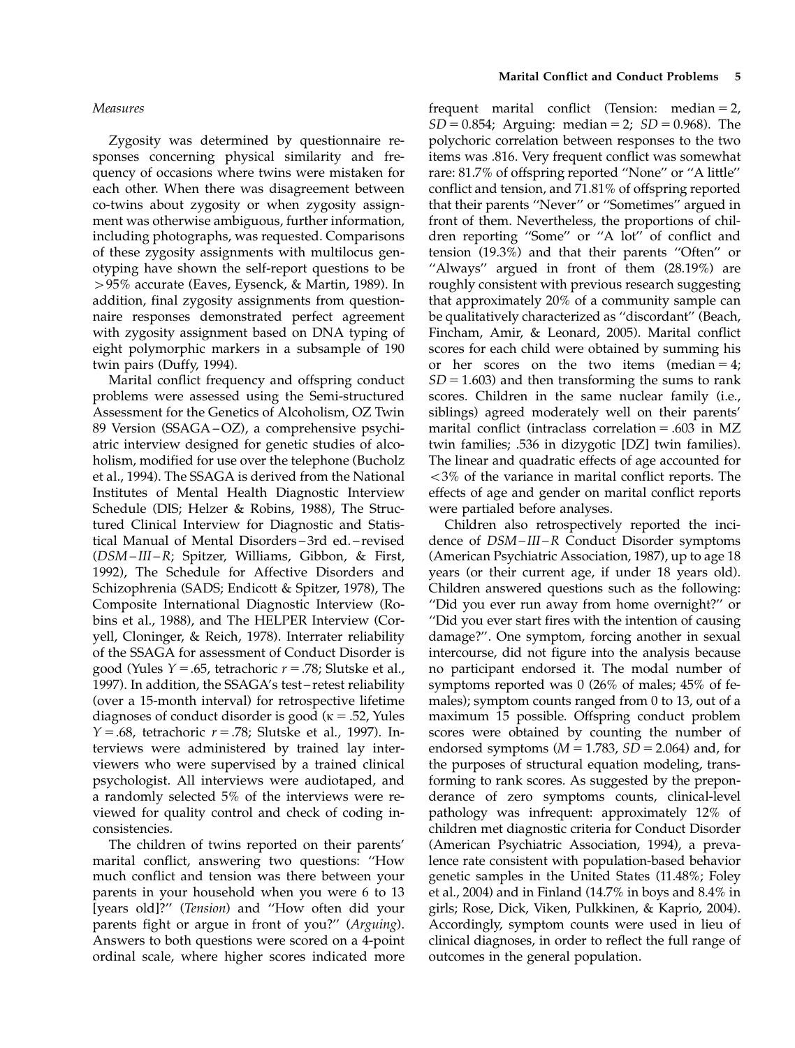*Measures*

Zygosity was determined by questionnaire responses concerning physical similarity and frequency of occasions where twins were mistaken for each other. When there was disagreement between co-twins about zygosity or when zygosity assignment was otherwise ambiguous, further information, including photographs, was requested. Comparisons of these zygosity assignments with multilocus genotyping have shown the self-report questions to be $>95\%$ accurate (Eaves, Eysenck, & Martin, 1989). In addition, final zygosity assignments from questionnaire responses demonstrated perfect agreement with zygosity assignment based on DNA typing of eight polymorphic markers in a subsample of 190 twin pairs (Duffy, 1994).

Marital conflict frequency and offspring conduct problems were assessed using the Semi-structured Assessment for the Genetics of Alcoholism, OZ Twin 89 Version (SSAGA–OZ), a comprehensive psychiatric interview designed for genetic studies of alcoholism, modified for use over the telephone (Bucholz et al., 1994). The SSAGA is derived from the National Institutes of Mental Health Diagnostic Interview Schedule (DIS; Helzer & Robins, 1988), The Structured Clinical Interview for Diagnostic and Statistical Manual of Mental Disorders–3rd ed.–revised (*DSM–III–R*; Spitzer, Williams, Gibbon, & First, 1992), The Schedule for Affective Disorders and Schizophrenia (SADS; Endicott & Spitzer, 1978), The Composite International Diagnostic Interview (Robins et al., 1988), and The HELPER Interview (Coryell, Cloninger, & Reich, 1978). Interrater reliability of the SSAGA for assessment of Conduct Disorder is good (Yules $Y = .65$, tetrachoric $r = .78$; Slutske et al., 1997). In addition, the SSAGA's test–retest reliability (over a 15-month interval) for retrospective lifetime diagnoses of conduct disorder is good ($\kappa = .52$, Yules $Y = .68$, tetrachoric $r = .78$; Slutske et al., 1997). Interviews were administered by trained lay interviewers who were supervised by a trained clinical psychologist. All interviews were audiotaped, and a randomly selected 5% of the interviews were reviewed for quality control and check of coding inconsistencies.

The children of twins reported on their parents' marital conflict, answering two questions: "How much conflict and tension was there between your parents in your household when you were 6 to 13 [years old]?" (*Tension*) and "How often did your parents fight or argue in front of you?" (*Arguing*). Answers to both questions were scored on a 4-point ordinal scale, where higher scores indicated more frequent marital conflict (Tension: median = 2, $SD = 0.854$; Arguing: median = 2; $SD = 0.968$). The polychoric correlation between responses to the two items was .816. Very frequent conflict was somewhat rare: 81.7% of offspring reported "None" or "A little" conflict and tension, and 71.81% of offspring reported that their parents "Never" or "Sometimes" argued in front of them. Nevertheless, the proportions of children reporting "Some" or "A lot" of conflict and tension (19.3%) and that their parents "Often" or "Always" argued in front of them (28.19%) are roughly consistent with previous research suggesting that approximately 20% of a community sample can be qualitatively characterized as "discordant" (Beach, Fincham, Amir, & Leonard, 2005). Marital conflict scores for each child were obtained by summing his or her scores on the two items (median = 4; $SD = 1.603$) and then transforming the sums to rank scores. Children in the same nuclear family (i.e., siblings) agreed moderately well on their parents' marital conflict (intraclass correlation = .603 in MZ twin families; .536 in dizygotic [DZ] twin families). The linear and quadratic effects of age accounted for $<3\%$ of the variance in marital conflict reports. The effects of age and gender on marital conflict reports were partialed before analyses.

Children also retrospectively reported the incidence of *DSM–III–R* Conduct Disorder symptoms (American Psychiatric Association, 1987), up to age 18 years (or their current age, if under 18 years old). Children answered questions such as the following: "Did you ever run away from home overnight?" or "Did you ever start fires with the intention of causing damage?". One symptom, forcing another in sexual intercourse, did not figure into the analysis because no participant endorsed it. The modal number of symptoms reported was 0 (26% of males; 45% of females); symptom counts ranged from 0 to 13, out of a maximum 15 possible. Offspring conduct problem scores were obtained by counting the number of endorsed symptoms ($M = 1.783$, $SD = 2.064$) and, for the purposes of structural equation modeling, transforming to rank scores. As suggested by the preponderance of zero symptoms counts, clinical-level pathology was infrequent: approximately 12% of children met diagnostic criteria for Conduct Disorder (American Psychiatric Association, 1994), a prevalence rate consistent with population-based behavior genetic samples in the United States (11.48%; Foley et al., 2004) and in Finland (14.7% in boys and 8.4% in girls; Rose, Dick, Viken, Pulkkinen, & Kaprio, 2004). Accordingly, symptom counts were used in lieu of clinical diagnoses, in order to reflect the full range of outcomes in the general population.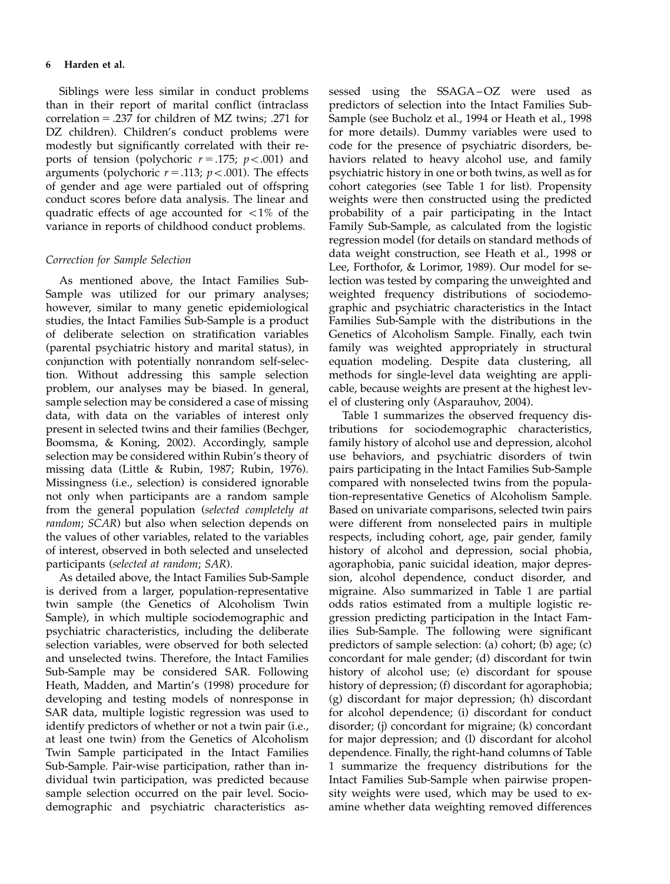Siblings were less similar in conduct problems than in their report of marital conflict (intraclass correlation = .237 for children of MZ twins; .271 for DZ children). Children's conduct problems were modestly but significantly correlated with their reports of tension (polychoric $r = .175$; $p < .001$) and arguments (polychoric $r = .113$; $p < .001$). The effects of gender and age were partialed out of offspring conduct scores before data analysis. The linear and quadratic effects of age accounted for $<1\%$ of the variance in reports of childhood conduct problems.

### Correction for Sample Selection

As mentioned above, the Intact Families Sub-Sample was utilized for our primary analyses; however, similar to many genetic epidemiological studies, the Intact Families Sub-Sample is a product of deliberate selection on stratification variables (parental psychiatric history and marital status), in conjunction with potentially nonrandom self-selection. Without addressing this sample selection problem, our analyses may be biased. In general, sample selection may be considered a case of missing data, with data on the variables of interest only present in selected twins and their families (Bechger, Boomsma, & Koning, 2002). Accordingly, sample selection may be considered within Rubin's theory of missing data (Little & Rubin, 1987; Rubin, 1976). Missingness (i.e., selection) is considered ignorable not only when participants are a random sample from the general population (*selected completely at random*; *SCAR*) but also when selection depends on the values of other variables, related to the variables of interest, observed in both selected and unselected participants (*selected at random*; *SAR*).

As detailed above, the Intact Families Sub-Sample is derived from a larger, population-representative twin sample (the Genetics of Alcoholism Twin Sample), in which multiple sociodemographic and psychiatric characteristics, including the deliberate selection variables, were observed for both selected and unselected twins. Therefore, the Intact Families Sub-Sample may be considered SAR. Following Heath, Madden, and Martin's (1998) procedure for developing and testing models of nonresponse in SAR data, multiple logistic regression was used to identify predictors of whether or not a twin pair (i.e., at least one twin) from the Genetics of Alcoholism Twin Sample participated in the Intact Families Sub-Sample. Pair-wise participation, rather than individual twin participation, was predicted because sample selection occurred on the pair level. Sociodemographic and psychiatric characteristics assessed using the SSAGA–OZ were used as predictors of selection into the Intact Families Sub-Sample (see Bucholz et al., 1994 or Heath et al., 1998 for more details). Dummy variables were used to code for the presence of psychiatric disorders, behaviors related to heavy alcohol use, and family psychiatric history in one or both twins, as well as for cohort categories (see Table 1 for list). Propensity weights were then constructed using the predicted probability of a pair participating in the Intact Family Sub-Sample, as calculated from the logistic regression model (for details on standard methods of data weight construction, see Heath et al., 1998 or Lee, Forthofor, & Lorimor, 1989). Our model for selection was tested by comparing the unweighted and weighted frequency distributions of sociodemographic and psychiatric characteristics in the Intact Families Sub-Sample with the distributions in the Genetics of Alcoholism Sample. Finally, each twin family was weighted appropriately in structural equation modeling. Despite data clustering, all methods for single-level data weighting are applicable, because weights are present at the highest level of clustering only (Asparauhov, 2004).

Table 1 summarizes the observed frequency distributions for sociodemographic characteristics, family history of alcohol use and depression, alcohol use behaviors, and psychiatric disorders of twin pairs participating in the Intact Families Sub-Sample compared with nonselected twins from the population-representative Genetics of Alcoholism Sample. Based on univariate comparisons, selected twin pairs were different from nonselected pairs in multiple respects, including cohort, age, pair gender, family history of alcohol and depression, social phobia, agoraphobia, panic suicidal ideation, major depression, alcohol dependence, conduct disorder, and migraine. Also summarized in Table 1 are partial odds ratios estimated from a multiple logistic regression predicting participation in the Intact Families Sub-Sample. The following were significant predictors of sample selection: (a) cohort; (b) age; (c) concordant for male gender; (d) discordant for twin history of alcohol use; (e) discordant for spouse history of depression; (f) discordant for agoraphobia; (g) discordant for major depression; (h) discordant for alcohol dependence; (i) discordant for conduct disorder; (j) concordant for migraine; (k) concordant for major depression; and (l) discordant for alcohol dependence. Finally, the right-hand columns of Table 1 summarize the frequency distributions for the Intact Families Sub-Sample when pairwise propensity weights were used, which may be used to examine whether data weighting removed differences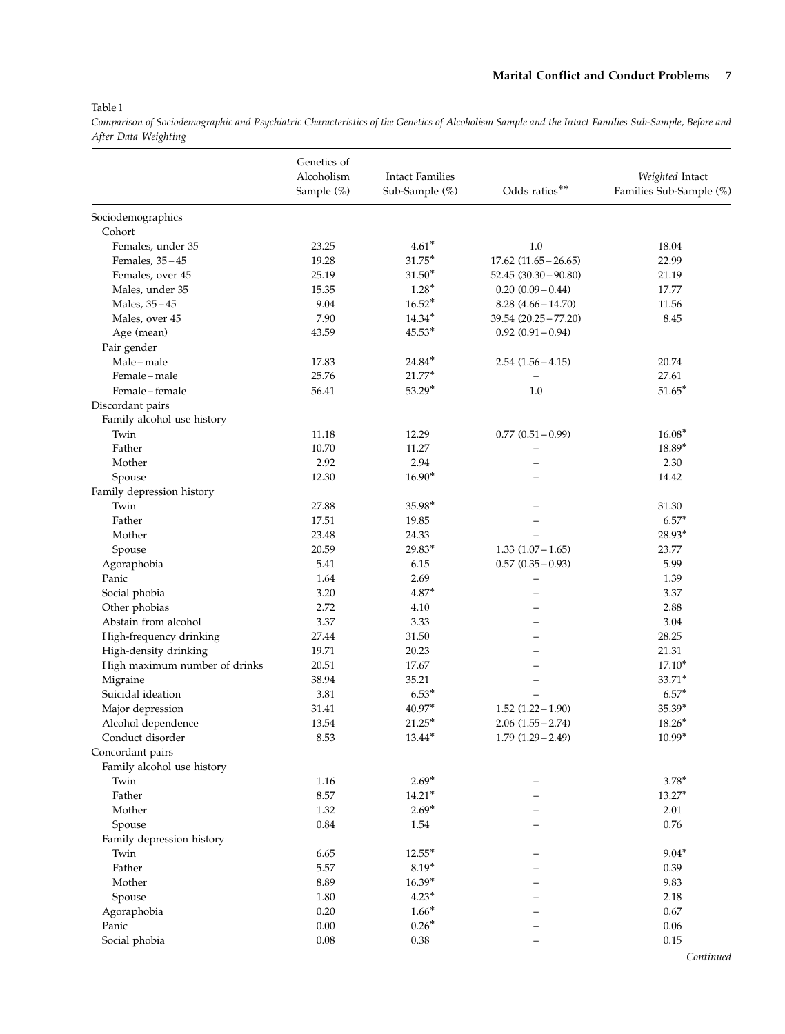Table 1

*Comparison of Sociodemographic and Psychiatric Characteristics of the Genetics of Alcoholism Sample and the Intact Families Sub-Sample, Before and After Data Weighting*

| | Genetics of Alcoholism Sample (%) | Intact Families Sub-Sample (%) | Odds ratios** | *Weighted* Intact Families Sub-Sample (%) |
|---|---|---|---|---|
| Sociodemographics | | | | |
| Cohort | | | | |
| Females, under 35 | 23.25 | 4.61* | 1.0 | 18.04 |
| Females, 35–45 | 19.28 | 31.75* | 17.62 (11.65–26.65) | 22.99 |
| Females, over 45 | 25.19 | 31.50* | 52.45 (30.30–90.80) | 21.19 |
| Males, under 35 | 15.35 | 1.28* | 0.20 (0.09–0.44) | 17.77 |
| Males, 35–45 | 9.04 | 16.52* | 8.28 (4.66–14.70) | 11.56 |
| Males, over 45 | 7.90 | 14.34* | 39.54 (20.25–77.20) | 8.45 |
| Age (mean) | 43.59 | 45.53* | 0.92 (0.91–0.94) | |
| Pair gender | | | | |
| Male–male | 17.83 | 24.84* | 2.54 (1.56–4.15) | 20.74 |
| Female–male | 25.76 | 21.77* | – | 27.61 |
| Female–female | 56.41 | 53.29* | 1.0 | 51.65* |
| Discordant pairs | | | | |
| Family alcohol use history | | | | |
| Twin | 11.18 | 12.29 | 0.77 (0.51–0.99) | 16.08* |
| Father | 10.70 | 11.27 | – | 18.89* |
| Mother | 2.92 | 2.94 | – | 2.30 |
| Spouse | 12.30 | 16.90* | – | 14.42 |
| Family depression history | | | | |
| Twin | 27.88 | 35.98* | – | 31.30 |
| Father | 17.51 | 19.85 | – | 6.57* |
| Mother | 23.48 | 24.33 | – | 28.93* |
| Spouse | 20.59 | 29.83* | 1.33 (1.07–1.65) | 23.77 |
| Agoraphobia | 5.41 | 6.15 | 0.57 (0.35–0.93) | 5.99 |
| Panic | 1.64 | 2.69 | – | 1.39 |
| Social phobia | 3.20 | 4.87* | – | 3.37 |
| Other phobias | 2.72 | 4.10 | – | 2.88 |
| Abstain from alcohol | 3.37 | 3.33 | – | 3.04 |
| High-frequency drinking | 27.44 | 31.50 | – | 28.25 |
| High-density drinking | 19.71 | 20.23 | – | 21.31 |
| High maximum number of drinks | 20.51 | 17.67 | – | 17.10* |
| Migraine | 38.94 | 35.21 | – | 33.71* |
| Suicidal ideation | 3.81 | 6.53* | – | 6.57* |
| Major depression | 31.41 | 40.97* | 1.52 (1.22–1.90) | 35.39* |
| Alcohol dependence | 13.54 | 21.25* | 2.06 (1.55–2.74) | 18.26* |
| Conduct disorder | 8.53 | 13.44* | 1.79 (1.29–2.49) | 10.99* |
| Concordant pairs | | | | |
| Family alcohol use history | | | | |
| Twin | 1.16 | 2.69* | – | 3.78* |
| Father | 8.57 | 14.21* | – | 13.27* |
| Mother | 1.32 | 2.69* | – | 2.01 |
| Spouse | 0.84 | 1.54 | – | 0.76 |
| Family depression history | | | | |
| Twin | 6.65 | 12.55* | – | 9.04* |
| Father | 5.57 | 8.19* | – | 0.39 |
| Mother | 8.89 | 16.39* | – | 9.83 |
| Spouse | 1.80 | 4.23* | – | 2.18 |
| Agoraphobia | 0.20 | 1.66* | – | 0.67 |
| Panic | 0.00 | 0.26* | – | 0.06 |
| Social phobia | 0.08 | 0.38 | – | 0.15 |

*Continued*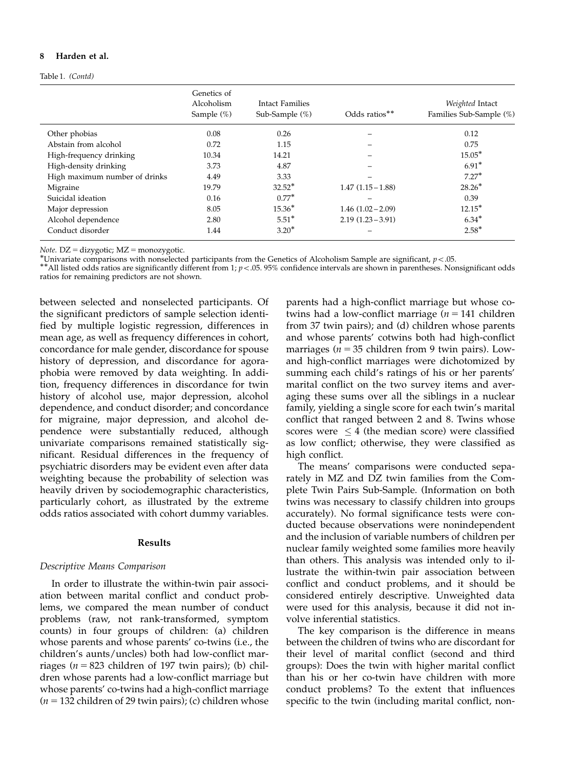Table 1. *(Contd)*

| | Genetics of Alcoholism Sample (%) | Intact Families Sub-Sample (%) | Odds ratios** | *Weighted* Intact Families Sub-Sample (%) |
|---|---|---|---|---|
| Other phobias | 0.08 | 0.26 | – | 0.12 |
| Abstain from alcohol | 0.72 | 1.15 | – | 0.75 |
| High-frequency drinking | 10.34 | 14.21 | – | 15.05* |
| High-density drinking | 3.73 | 4.87 | – | 6.91* |
| High maximum number of drinks | 4.49 | 3.33 | – | 7.27* |
| Migraine | 19.79 | 32.52* | 1.47 (1.15 – 1.88) | 28.26* |
| Suicidal ideation | 0.16 | 0.77* | – | 0.39 |
| Major depression | 8.05 | 15.36* | 1.46 (1.02 – 2.09) | 12.15* |
| Alcohol dependence | 2.80 | 5.51* | 2.19 (1.23 – 3.91) | 6.34* |
| Conduct disorder | 1.44 | 3.20* | – | 2.58* |

*Note.* DZ = dizygotic; MZ = monozygotic.
*Univariate comparisons with nonselected participants from the Genetics of Alcoholism Sample are significant, $p < .05$.
**All listed odds ratios are significantly different from 1; $p < .05$. 95% confidence intervals are shown in parentheses. Nonsignificant odds ratios for remaining predictors are not shown.

between selected and nonselected participants. Of the significant predictors of sample selection identified by multiple logistic regression, differences in mean age, as well as frequency differences in cohort, concordance for male gender, discordance for spouse history of depression, and discordance for agoraphobia were removed by data weighting. In addition, frequency differences in discordance for twin history of alcohol use, major depression, alcohol dependence, and conduct disorder; and concordance for migraine, major depression, and alcohol dependence were substantially reduced, although univariate comparisons remained statistically significant. Residual differences in the frequency of psychiatric disorders may be evident even after data weighting because the probability of selection was heavily driven by sociodemographic characteristics, particularly cohort, as illustrated by the extreme odds ratios associated with cohort dummy variables.

## Results

### *Descriptive Means Comparison*

In order to illustrate the within-twin pair association between marital conflict and conduct problems, we compared the mean number of conduct problems (raw, not rank-transformed, symptom counts) in four groups of children: (a) children whose parents and whose parents' co-twins (i.e., the children's aunts/uncles) both had low-conflict marriages ($n = 823$ children of 197 twin pairs); (b) children whose parents had a low-conflict marriage but whose parents' co-twins had a high-conflict marriage ($n = 132$ children of 29 twin pairs); (c) children whose parents had a high-conflict marriage but whose co-twins had a low-conflict marriage ($n = 141$ children from 37 twin pairs); and (d) children whose parents and whose parents' cotwins both had high-conflict marriages ($n = 35$ children from 9 twin pairs). Low- and high-conflict marriages were dichotomized by summing each child's ratings of his or her parents' marital conflict on the two survey items and averaging these sums over all the siblings in a nuclear family, yielding a single score for each twin's marital conflict that ranged between 2 and 8. Twins whose scores were $\leq 4$ (the median score) were classified as low conflict; otherwise, they were classified as high conflict.

The means' comparisons were conducted separately in MZ and DZ twin families from the Complete Twin Pairs Sub-Sample. (Information on both twins was necessary to classify children into groups accurately). No formal significance tests were conducted because observations were nonindependent and the inclusion of variable numbers of children per nuclear family weighted some families more heavily than others. This analysis was intended only to illustrate the within-twin pair association between conflict and conduct problems, and it should be considered entirely descriptive. Unweighted data were used for this analysis, because it did not involve inferential statistics.

The key comparison is the difference in means between the children of twins who are discordant for their level of marital conflict (second and third groups): Does the twin with higher marital conflict than his or her co-twin have children with more conduct problems? To the extent that influences specific to the twin (including marital conflict, non-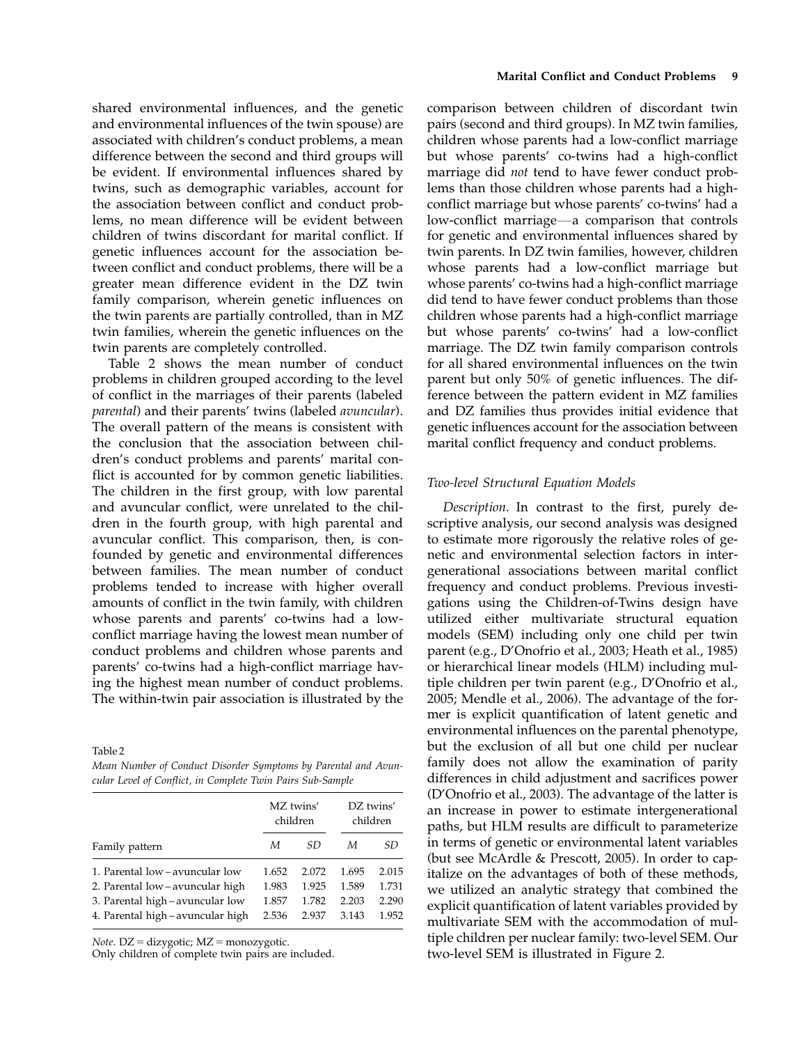shared environmental influences, and the genetic and environmental influences of the twin spouse) are associated with children's conduct problems, a mean difference between the second and third groups will be evident. If environmental influences shared by twins, such as demographic variables, account for the association between conflict and conduct problems, no mean difference will be evident between children of twins discordant for marital conflict. If genetic influences account for the association between conflict and conduct problems, there will be a greater mean difference evident in the DZ twin family comparison, wherein genetic influences on the twin parents are partially controlled, than in MZ twin families, wherein the genetic influences on the twin parents are completely controlled.

Table 2 shows the mean number of conduct problems in children grouped according to the level of conflict in the marriages of their parents (labeled *parental*) and their parents' twins (labeled *avuncular*). The overall pattern of the means is consistent with the conclusion that the association between children's conduct problems and parents' marital conflict is accounted for by common genetic liabilities. The children in the first group, with low parental and avuncular conflict, were unrelated to the children in the fourth group, with high parental and avuncular conflict. This comparison, then, is confounded by genetic and environmental differences between families. The mean number of conduct problems tended to increase with higher overall amounts of conflict in the twin family, with children whose parents and parents' co-twins had a low-conflict marriage having the lowest mean number of conduct problems and children whose parents and parents' co-twins had a high-conflict marriage having the highest mean number of conduct problems. The within-twin pair association is illustrated by the comparison between children of discordant twin pairs (second and third groups). In MZ twin families, children whose parents had a low-conflict marriage but whose parents' co-twins had a high-conflict marriage did *not* tend to have fewer conduct problems than those children whose parents had a high-conflict marriage but whose parents' co-twins' had a low-conflict marriage—a comparison that controls for genetic and environmental influences shared by twin parents. In DZ twin families, however, children whose parents had a low-conflict marriage but whose parents' co-twins had a high-conflict marriage did tend to have fewer conduct problems than those children whose parents had a high-conflict marriage but whose parents' co-twins' had a low-conflict marriage. The DZ twin family comparison controls for all shared environmental influences on the twin parent but only 50% of genetic influences. The difference between the pattern evident in MZ families and DZ families thus provides initial evidence that genetic influences account for the association between marital conflict frequency and conduct problems.

Table 2
*Mean Number of Conduct Disorder Symptoms by Parental and Avuncular Level of Conflict, in Complete Twin Pairs Sub-Sample*

| | MZ twins' children | | DZ twins' children | |
|---|---|---|---|---|
| Family pattern | *M* | *SD* | *M* | *SD* |
| 1. Parental low – avuncular low | 1.652 | 2.072 | 1.695 | 2.015 |
| 2. Parental low – avuncular high | 1.983 | 1.925 | 1.589 | 1.731 |
| 3. Parental high – avuncular low | 1.857 | 1.782 | 2.203 | 2.290 |
| 4. Parental high – avuncular high | 2.536 | 2.937 | 3.143 | 1.952 |

*Note*. DZ = dizygotic; MZ = monozygotic.
Only children of complete twin pairs are included.

### *Two-level Structural Equation Models*

*Description*. In contrast to the first, purely descriptive analysis, our second analysis was designed to estimate more rigorously the relative roles of genetic and environmental selection factors in intergenerational associations between marital conflict frequency and conduct problems. Previous investigations using the Children-of-Twins design have utilized either multivariate structural equation models (SEM) including only one child per twin parent (e.g., D'Onofrio et al., 2003; Heath et al., 1985) or hierarchical linear models (HLM) including multiple children per twin parent (e.g., D'Onofrio et al., 2005; Mendle et al., 2006). The advantage of the former is explicit quantification of latent genetic and environmental influences on the parental phenotype, but the exclusion of all but one child per nuclear family does not allow the examination of parity differences in child adjustment and sacrifices power (D'Onofrio et al., 2003). The advantage of the latter is an increase in power to estimate intergenerational paths, but HLM results are difficult to parameterize in terms of genetic or environmental latent variables (but see McArdle & Prescott, 2005). In order to capitalize on the advantages of both of these methods, we utilized an analytic strategy that combined the explicit quantification of latent variables provided by multivariate SEM with the accommodation of multiple children per nuclear family: two-level SEM. Our two-level SEM is illustrated in Figure 2.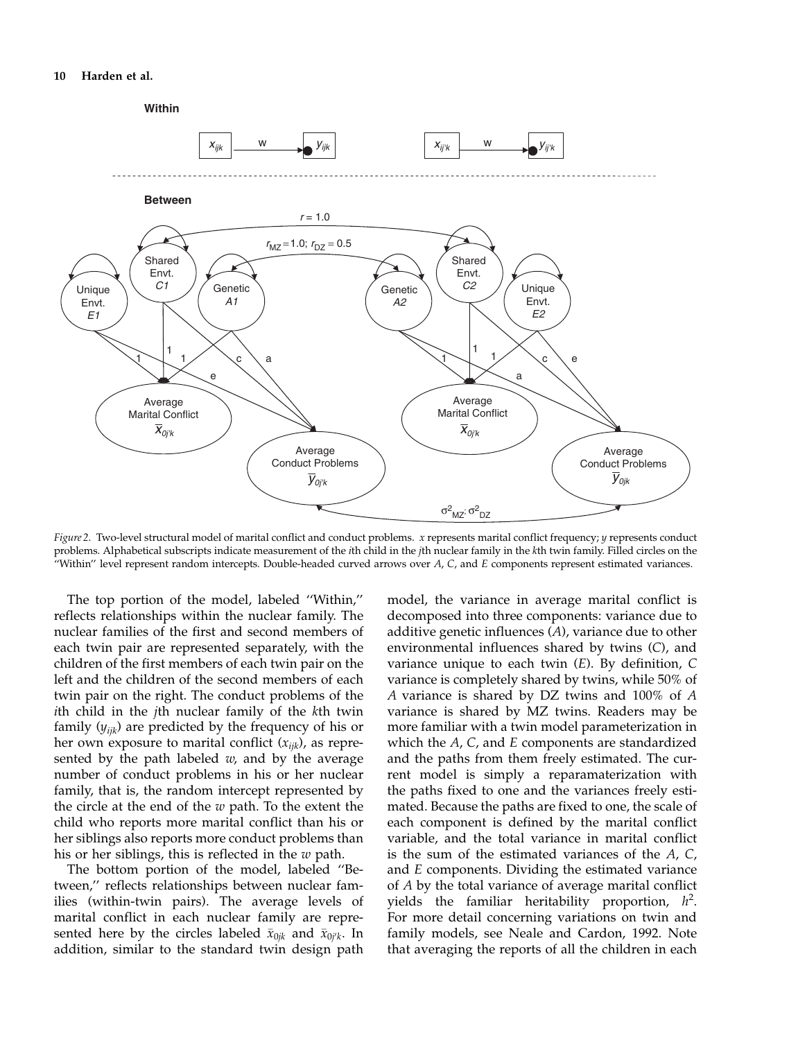*Figure 2.* Two-level structural model of marital conflict and conduct problems. *x* represents marital conflict frequency; *y* represents conduct problems. Alphabetical subscripts indicate measurement of the *i*th child in the *j*th nuclear family in the *k*th twin family. Filled circles on the "Within" level represent random intercepts. Double-headed curved arrows over *A*, *C*, and *E* components represent estimated variances.

The top portion of the model, labeled "Within," reflects relationships within the nuclear family. The nuclear families of the first and second members of each twin pair are represented separately, with the children of the first members of each twin pair on the left and the children of the second members of each twin pair on the right. The conduct problems of the *i*th child in the *j*th nuclear family of the *k*th twin family ($y_{ijk}$) are predicted by the frequency of his or her own exposure to marital conflict ($x_{ijk}$), as represented by the path labeled *w*, and by the average number of conduct problems in his or her nuclear family, that is, the random intercept represented by the circle at the end of the *w* path. To the extent the child who reports more marital conflict than his or her siblings also reports more conduct problems than his or her siblings, this is reflected in the *w* path.

The bottom portion of the model, labeled "Between," reflects relationships between nuclear families (within-twin pairs). The average levels of marital conflict in each nuclear family are represented here by the circles labeled $\bar{x}_{0jk}$ and $\bar{x}_{0j'k}$. In addition, similar to the standard twin design path model, the variance in average marital conflict is decomposed into three components: variance due to additive genetic influences (*A*), variance due to other environmental influences shared by twins (*C*), and variance unique to each twin (*E*). By definition, *C* variance is completely shared by twins, while 50% of *A* variance is shared by DZ twins and 100% of *A* variance is shared by MZ twins. Readers may be more familiar with a twin model parameterization in which the *A*, *C*, and *E* components are standardized and the paths from them freely estimated. The current model is simply a reparamaterization with the paths fixed to one and the variances freely estimated. Because the paths are fixed to one, the scale of each component is defined by the marital conflict variable, and the total variance in marital conflict is the sum of the estimated variances of the *A*, *C*, and *E* components. Dividing the estimated variance of *A* by the total variance of average marital conflict yields the familiar heritability proportion, $h^2$. For more detail concerning variations on twin and family models, see Neale and Cardon, 1992. Note that averaging the reports of all the children in each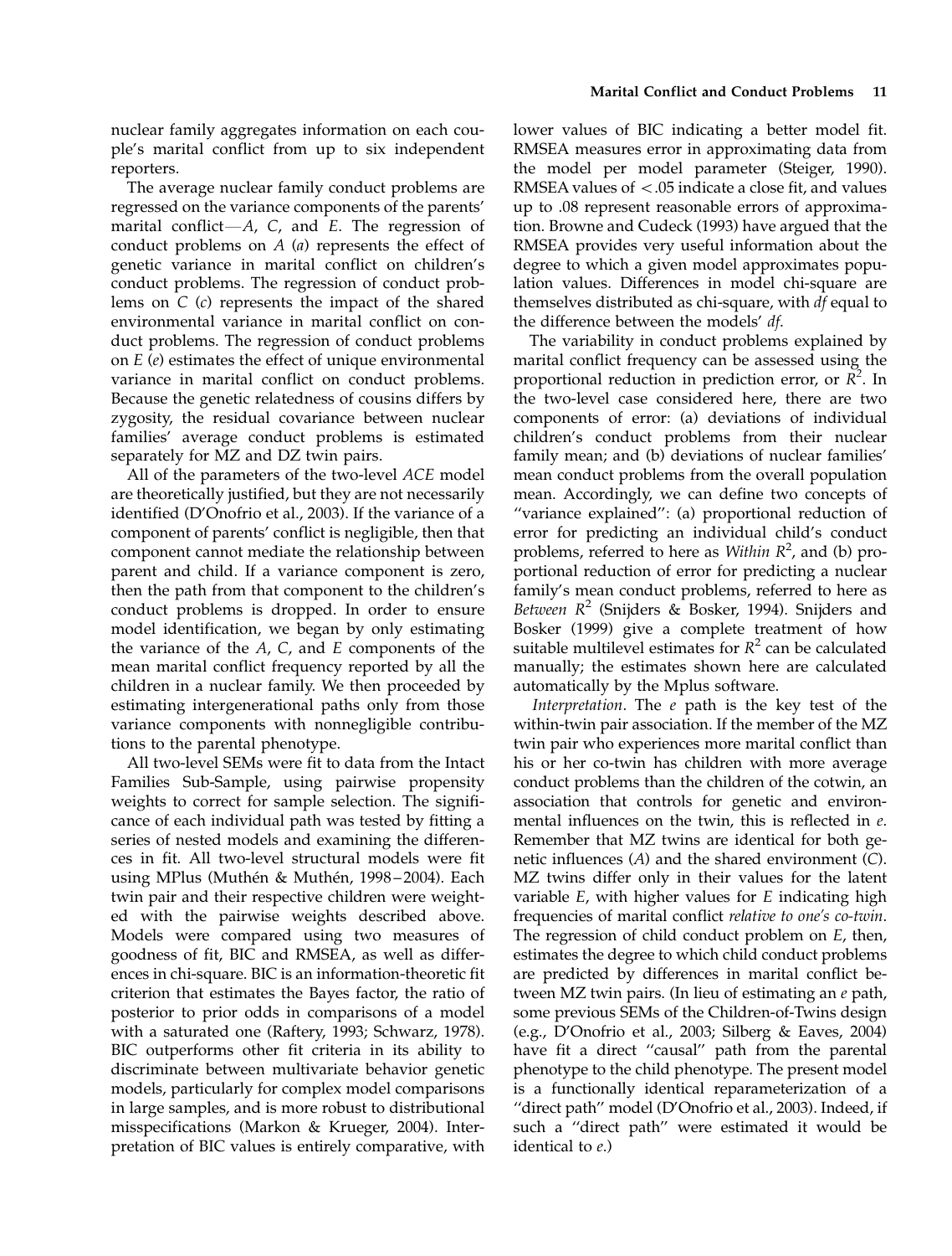nuclear family aggregates information on each couple's marital conflict from up to six independent reporters.

The average nuclear family conduct problems are regressed on the variance components of the parents' marital conflict—*A*, *C*, and *E*. The regression of conduct problems on *A* (*a*) represents the effect of genetic variance in marital conflict on children's conduct problems. The regression of conduct problems on *C* (*c*) represents the impact of the shared environmental variance in marital conflict on conduct problems. The regression of conduct problems on *E* (*e*) estimates the effect of unique environmental variance in marital conflict on conduct problems. Because the genetic relatedness of cousins differs by zygosity, the residual covariance between nuclear families' average conduct problems is estimated separately for MZ and DZ twin pairs.

All of the parameters of the two-level *ACE* model are theoretically justified, but they are not necessarily identified (D'Onofrio et al., 2003). If the variance of a component of parents' conflict is negligible, then that component cannot mediate the relationship between parent and child. If a variance component is zero, then the path from that component to the children's conduct problems is dropped. In order to ensure model identification, we began by only estimating the variance of the *A*, *C*, and *E* components of the mean marital conflict frequency reported by all the children in a nuclear family. We then proceeded by estimating intergenerational paths only from those variance components with nonnegligible contributions to the parental phenotype.

All two-level SEMs were fit to data from the Intact Families Sub-Sample, using pairwise propensity weights to correct for sample selection. The significance of each individual path was tested by fitting a series of nested models and examining the differences in fit. All two-level structural models were fit using MPlus (Muthén & Muthén, 1998–2004). Each twin pair and their respective children were weighted with the pairwise weights described above. Models were compared using two measures of goodness of fit, BIC and RMSEA, as well as differences in chi-square. BIC is an information-theoretic fit criterion that estimates the Bayes factor, the ratio of posterior to prior odds in comparisons of a model with a saturated one (Raftery, 1993; Schwarz, 1978). BIC outperforms other fit criteria in its ability to discriminate between multivariate behavior genetic models, particularly for complex model comparisons in large samples, and is more robust to distributional misspecifications (Markon & Krueger, 2004). Interpretation of BIC values is entirely comparative, with lower values of BIC indicating a better model fit. RMSEA measures error in approximating data from the model per model parameter (Steiger, 1990). RMSEA values of $<.05$ indicate a close fit, and values up to .08 represent reasonable errors of approximation. Browne and Cudeck (1993) have argued that the RMSEA provides very useful information about the degree to which a given model approximates population values. Differences in model chi-square are themselves distributed as chi-square, with *df* equal to the difference between the models' *df*.

The variability in conduct problems explained by marital conflict frequency can be assessed using the proportional reduction in prediction error, or $R^2$. In the two-level case considered here, there are two components of error: (a) deviations of individual children's conduct problems from their nuclear family mean; and (b) deviations of nuclear families' mean conduct problems from the overall population mean. Accordingly, we can define two concepts of "variance explained": (a) proportional reduction of error for predicting an individual child's conduct problems, referred to here as *Within* $R^2$, and (b) proportional reduction of error for predicting a nuclear family's mean conduct problems, referred to here as *Between* $R^2$ (Snijders & Bosker, 1994). Snijders and Bosker (1999) give a complete treatment of how suitable multilevel estimates for $R^2$ can be calculated manually; the estimates shown here are calculated automatically by the Mplus software.

*Interpretation*. The *e* path is the key test of the within-twin pair association. If the member of the MZ twin pair who experiences more marital conflict than his or her co-twin has children with more average conduct problems than the children of the cotwin, an association that controls for genetic and environmental influences on the twin, this is reflected in *e*. Remember that MZ twins are identical for both genetic influences (*A*) and the shared environment (*C*). MZ twins differ only in their values for the latent variable *E*, with higher values for *E* indicating high frequencies of marital conflict *relative to one's co-twin*. The regression of child conduct problem on *E*, then, estimates the degree to which child conduct problems are predicted by differences in marital conflict between MZ twin pairs. (In lieu of estimating an *e* path, some previous SEMs of the Children-of-Twins design (e.g., D'Onofrio et al., 2003; Silberg & Eaves, 2004) have fit a direct "causal" path from the parental phenotype to the child phenotype. The present model is a functionally identical reparameterization of a "direct path" model (D'Onofrio et al., 2003). Indeed, if such a "direct path" were estimated it would be identical to *e*.)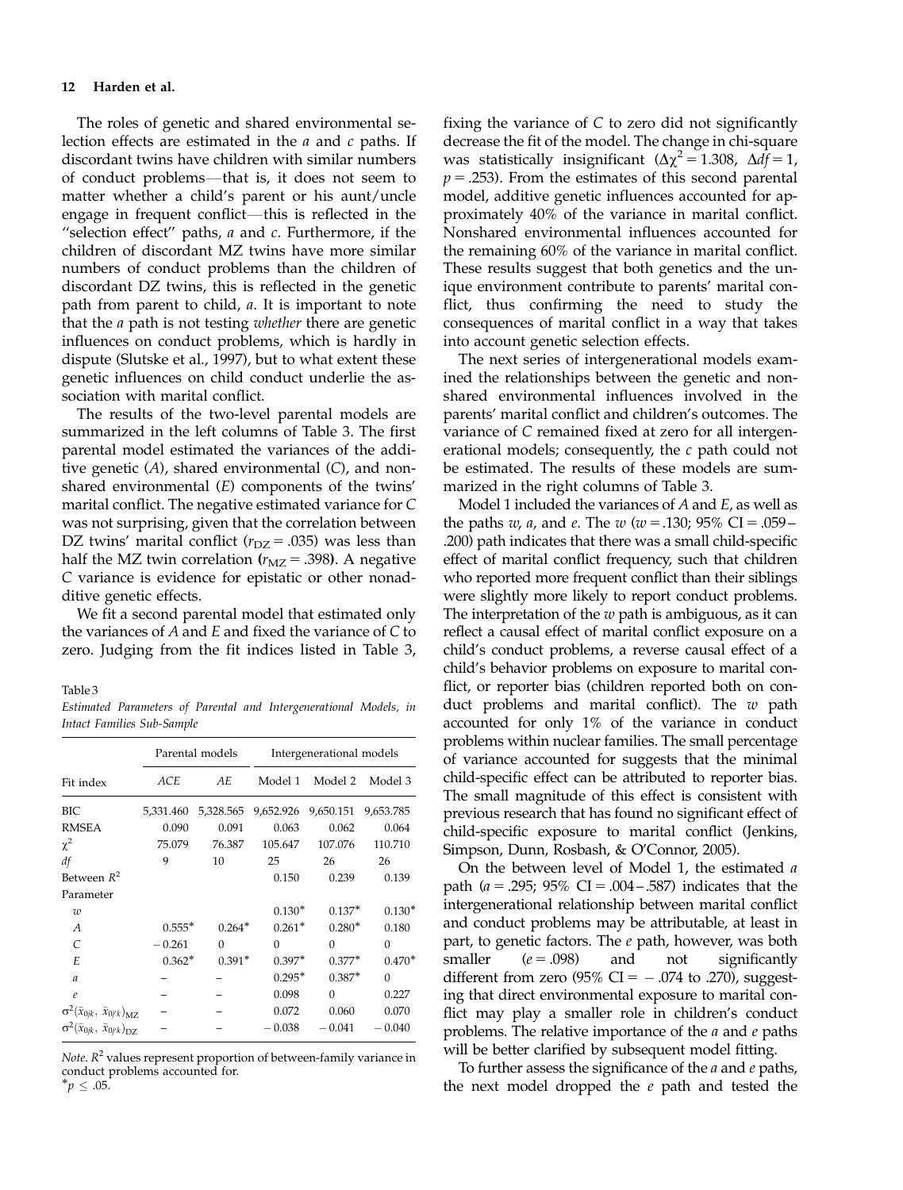The roles of genetic and shared environmental selection effects are estimated in the *a* and *c* paths. If discordant twins have children with similar numbers of conduct problems—that is, it does not seem to matter whether a child's parent or his aunt/uncle engage in frequent conflict—this is reflected in the "selection effect" paths, *a* and *c*. Furthermore, if the children of discordant MZ twins have more similar numbers of conduct problems than the children of discordant DZ twins, this is reflected in the genetic path from parent to child, *a*. It is important to note that the *a* path is not testing *whether* there are genetic influences on conduct problems, which is hardly in dispute (Slutske et al., 1997), but to what extent these genetic influences on child conduct underlie the association with marital conflict.

The results of the two-level parental models are summarized in the left columns of Table 3. The first parental model estimated the variances of the additive genetic (*A*), shared environmental (*C*), and nonshared environmental (*E*) components of the twins' marital conflict. The negative estimated variance for *C* was not surprising, given that the correlation between DZ twins' marital conflict ($r_{DZ} = .035$) was less than half the MZ twin correlation ($r_{MZ} = .398$). A negative *C* variance is evidence for epistatic or other nonadditive genetic effects.

We fit a second parental model that estimated only the variances of *A* and *E* and fixed the variance of *C* to zero. Judging from the fit indices listed in Table 3, fixing the variance of *C* to zero did not significantly decrease the fit of the model. The change in chi-square was statistically insignificant ($\Delta\chi^2 = 1.308$, $\Delta df = 1$, $p = .253$). From the estimates of this second parental model, additive genetic influences accounted for approximately 40% of the variance in marital conflict. Nonshared environmental influences accounted for the remaining 60% of the variance in marital conflict. These results suggest that both genetics and the unique environment contribute to parents' marital conflict, thus confirming the need to study the consequences of marital conflict in a way that takes into account genetic selection effects.

Table 3
*Estimated Parameters of Parental and Intergenerational Models, in Intact Families Sub-Sample*

| | Parental models | | Intergenerational models | | |
|---|---|---|---|---|---|
| Fit index | *ACE* | *AE* | Model 1 | Model 2 | Model 3 |
| BIC | 5,331.460 | 5,328.565 | 9,652.926 | 9,650.151 | 9,653.785 |
| RMSEA | 0.090 | 0.091 | 0.063 | 0.062 | 0.064 |
| $\chi^2$ | 75.079 | 76.387 | 105.647 | 107.076 | 110.710 |
| *df* | 9 | 10 | 25 | 26 | 26 |
| Between $R^2$ | | | 0.150 | 0.239 | 0.139 |
| Parameter | | | | | |
| *w* | | | 0.130* | 0.137* | 0.130* |
| *A* | 0.555* | 0.264* | 0.261* | 0.280* | 0.180 |
| *C* | −0.261 | 0 | 0 | 0 | 0 |
| *E* | 0.362* | 0.391* | 0.397* | 0.377* | 0.470* |
| *a* | – | – | 0.295* | 0.387* | 0 |
| *e* | – | – | 0.098 | 0 | 0.227 |
| $\sigma^2(\bar{x}_{0jk}, \bar{x}_{0j'k})_{MZ}$ | – | – | 0.072 | 0.060 | 0.070 |
| $\sigma^2(\bar{x}_{0jk}, \bar{x}_{0j'k})_{DZ}$ | – | – | −0.038 | −0.041 | −0.040 |

*Note.* $R^2$ values represent proportion of between-family variance in conduct problems accounted for.
*$p \leq .05$.

The next series of intergenerational models examined the relationships between the genetic and nonshared environmental influences involved in the parents' marital conflict and children's outcomes. The variance of *C* remained fixed at zero for all intergenerational models; consequently, the *c* path could not be estimated. The results of these models are summarized in the right columns of Table 3.

Model 1 included the variances of *A* and *E*, as well as the paths *w*, *a*, and *e*. The *w* ($w = .130$; 95% CI = .059–.200) path indicates that there was a small child-specific effect of marital conflict frequency, such that children who reported more frequent conflict than their siblings were slightly more likely to report conduct problems. The interpretation of the *w* path is ambiguous, as it can reflect a causal effect of marital conflict exposure on a child's conduct problems, a reverse causal effect of a child's behavior problems on exposure to marital conflict, or reporter bias (children reported both on conduct problems and marital conflict). The *w* path accounted for only 1% of the variance in conduct problems within nuclear families. The small percentage of variance accounted for suggests that the minimal child-specific effect can be attributed to reporter bias. The small magnitude of this effect is consistent with previous research that has found no significant effect of child-specific exposure to marital conflict (Jenkins, Simpson, Dunn, Rosbash, & O'Connor, 2005).

On the between level of Model 1, the estimated *a* path ($a = .295$; 95% CI = .004–.587) indicates that the intergenerational relationship between marital conflict and conduct problems may be attributable, at least in part, to genetic factors. The *e* path, however, was both smaller ($e = .098$) and not significantly different from zero (95% CI = −.074 to .270), suggesting that direct environmental exposure to marital conflict may play a smaller role in children's conduct problems. The relative importance of the *a* and *e* paths will be better clarified by subsequent model fitting.

To further assess the significance of the *a* and *e* paths, the next model dropped the *e* path and tested the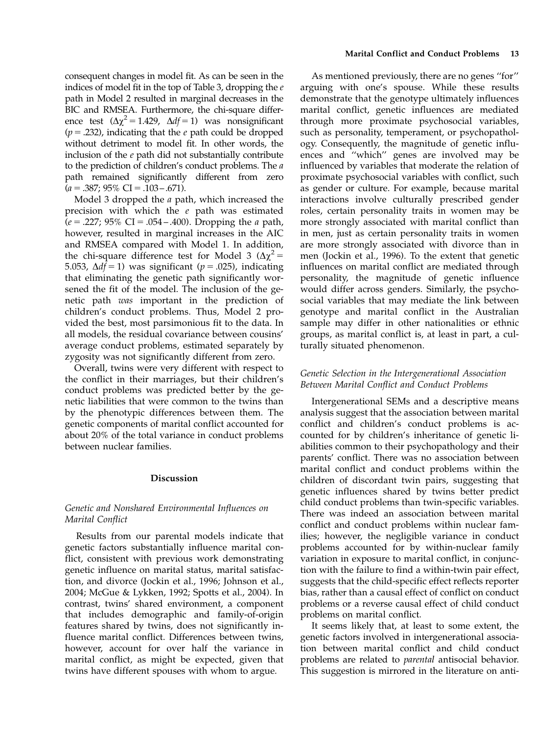consequent changes in model fit. As can be seen in the indices of model fit in the top of Table 3, dropping the *e* path in Model 2 resulted in marginal decreases in the BIC and RMSEA. Furthermore, the chi-square difference test ($\Delta\chi^2 = 1.429$, $\Delta df = 1$) was nonsignificant ($p = .232$), indicating that the *e* path could be dropped without detriment to model fit. In other words, the inclusion of the *e* path did not substantially contribute to the prediction of children's conduct problems. The *a* path remained significantly different from zero ($a = .387$; 95% CI = .103–.671).

Model 3 dropped the *a* path, which increased the precision with which the *e* path was estimated ($e = .227$; 95% CI = .054–.400). Dropping the *a* path, however, resulted in marginal increases in the AIC and RMSEA compared with Model 1. In addition, the chi-square difference test for Model 3 ($\Delta\chi^2 = 5.053$, $\Delta df = 1$) was significant ($p = .025$), indicating that eliminating the genetic path significantly worsened the fit of the model. The inclusion of the genetic path *was* important in the prediction of children's conduct problems. Thus, Model 2 provided the best, most parsimonious fit to the data. In all models, the residual covariance between cousins' average conduct problems, estimated separately by zygosity was not significantly different from zero.

Overall, twins were very different with respect to the conflict in their marriages, but their children's conduct problems was predicted better by the genetic liabilities that were common to the twins than by the phenotypic differences between them. The genetic components of marital conflict accounted for about 20% of the total variance in conduct problems between nuclear families.

## Discussion

### *Genetic and Nonshared Environmental Influences on Marital Conflict*

Results from our parental models indicate that genetic factors substantially influence marital conflict, consistent with previous work demonstrating genetic influence on marital status, marital satisfaction, and divorce (Jockin et al., 1996; Johnson et al., 2004; McGue & Lykken, 1992; Spotts et al., 2004). In contrast, twins' shared environment, a component that includes demographic and family-of-origin features shared by twins, does not significantly influence marital conflict. Differences between twins, however, account for over half the variance in marital conflict, as might be expected, given that twins have different spouses with whom to argue.

As mentioned previously, there are no genes "for" arguing with one's spouse. While these results demonstrate that the genotype ultimately influences marital conflict, genetic influences are mediated through more proximate psychosocial variables, such as personality, temperament, or psychopathology. Consequently, the magnitude of genetic influences and "which" genes are involved may be influenced by variables that moderate the relation of proximate psychosocial variables with conflict, such as gender or culture. For example, because marital interactions involve culturally prescribed gender roles, certain personality traits in women may be more strongly associated with marital conflict than in men, just as certain personality traits in women are more strongly associated with divorce than in men (Jockin et al., 1996). To the extent that genetic influences on marital conflict are mediated through personality, the magnitude of genetic influence would differ across genders. Similarly, the psychosocial variables that may mediate the link between genotype and marital conflict in the Australian sample may differ in other nationalities or ethnic groups, as marital conflict is, at least in part, a culturally situated phenomenon.

### *Genetic Selection in the Intergenerational Association Between Marital Conflict and Conduct Problems*

Intergenerational SEMs and a descriptive means analysis suggest that the association between marital conflict and children's conduct problems is accounted for by children's inheritance of genetic liabilities common to their psychopathology and their parents' conflict. There was no association between marital conflict and conduct problems within the children of discordant twin pairs, suggesting that genetic influences shared by twins better predict child conduct problems than twin-specific variables. There was indeed an association between marital conflict and conduct problems within nuclear families; however, the negligible variance in conduct problems accounted for by within-nuclear family variation in exposure to marital conflict, in conjunction with the failure to find a within-twin pair effect, suggests that the child-specific effect reflects reporter bias, rather than a causal effect of conflict on conduct problems or a reverse causal effect of child conduct problems on marital conflict.

It seems likely that, at least to some extent, the genetic factors involved in intergenerational association between marital conflict and child conduct problems are related to *parental* antisocial behavior. This suggestion is mirrored in the literature on anti-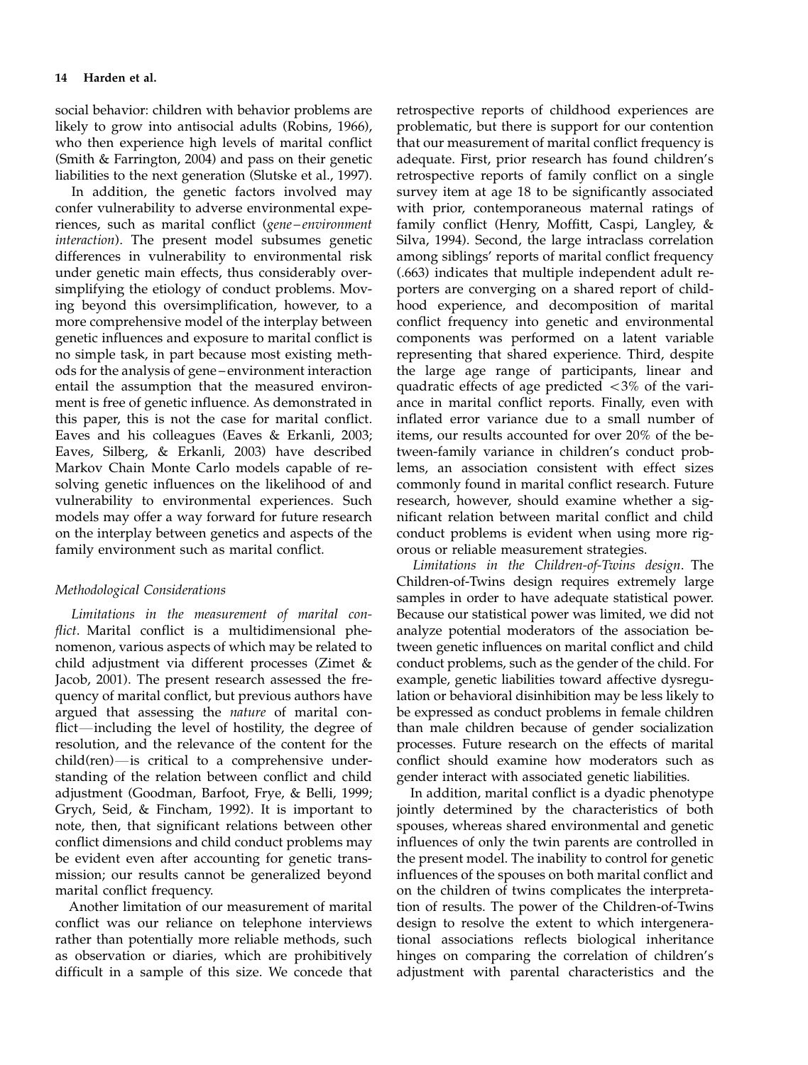social behavior: children with behavior problems are likely to grow into antisocial adults (Robins, 1966), who then experience high levels of marital conflict (Smith & Farrington, 2004) and pass on their genetic liabilities to the next generation (Slutske et al., 1997).

In addition, the genetic factors involved may confer vulnerability to adverse environmental experiences, such as marital conflict (*gene–environment interaction*). The present model subsumes genetic differences in vulnerability to environmental risk under genetic main effects, thus considerably oversimplifying the etiology of conduct problems. Moving beyond this oversimplification, however, to a more comprehensive model of the interplay between genetic influences and exposure to marital conflict is no simple task, in part because most existing methods for the analysis of gene–environment interaction entail the assumption that the measured environment is free of genetic influence. As demonstrated in this paper, this is not the case for marital conflict. Eaves and his colleagues (Eaves & Erkanli, 2003; Eaves, Silberg, & Erkanli, 2003) have described Markov Chain Monte Carlo models capable of resolving genetic influences on the likelihood of and vulnerability to environmental experiences. Such models may offer a way forward for future research on the interplay between genetics and aspects of the family environment such as marital conflict.

### *Methodological Considerations*

*Limitations in the measurement of marital conflict*. Marital conflict is a multidimensional phenomenon, various aspects of which may be related to child adjustment via different processes (Zimet & Jacob, 2001). The present research assessed the frequency of marital conflict, but previous authors have argued that assessing the *nature* of marital conflict—including the level of hostility, the degree of resolution, and the relevance of the content for the child(ren)—is critical to a comprehensive understanding of the relation between conflict and child adjustment (Goodman, Barfoot, Frye, & Belli, 1999; Grych, Seid, & Fincham, 1992). It is important to note, then, that significant relations between other conflict dimensions and child conduct problems may be evident even after accounting for genetic transmission; our results cannot be generalized beyond marital conflict frequency.

Another limitation of our measurement of marital conflict was our reliance on telephone interviews rather than potentially more reliable methods, such as observation or diaries, which are prohibitively difficult in a sample of this size. We concede that retrospective reports of childhood experiences are problematic, but there is support for our contention that our measurement of marital conflict frequency is adequate. First, prior research has found children's retrospective reports of family conflict on a single survey item at age 18 to be significantly associated with prior, contemporaneous maternal ratings of family conflict (Henry, Moffitt, Caspi, Langley, & Silva, 1994). Second, the large intraclass correlation among siblings' reports of marital conflict frequency (.663) indicates that multiple independent adult reporters are converging on a shared report of childhood experience, and decomposition of marital conflict frequency into genetic and environmental components was performed on a latent variable representing that shared experience. Third, despite the large age range of participants, linear and quadratic effects of age predicted $<3\%$ of the variance in marital conflict reports. Finally, even with inflated error variance due to a small number of items, our results accounted for over 20% of the between-family variance in children's conduct problems, an association consistent with effect sizes commonly found in marital conflict research. Future research, however, should examine whether a significant relation between marital conflict and child conduct problems is evident when using more rigorous or reliable measurement strategies.

*Limitations in the Children-of-Twins design*. The Children-of-Twins design requires extremely large samples in order to have adequate statistical power. Because our statistical power was limited, we did not analyze potential moderators of the association between genetic influences on marital conflict and child conduct problems, such as the gender of the child. For example, genetic liabilities toward affective dysregulation or behavioral disinhibition may be less likely to be expressed as conduct problems in female children than male children because of gender socialization processes. Future research on the effects of marital conflict should examine how moderators such as gender interact with associated genetic liabilities.

In addition, marital conflict is a dyadic phenotype jointly determined by the characteristics of both spouses, whereas shared environmental and genetic influences of only the twin parents are controlled in the present model. The inability to control for genetic influences of the spouses on both marital conflict and on the children of twins complicates the interpretation of results. The power of the Children-of-Twins design to resolve the extent to which intergenerational associations reflects biological inheritance hinges on comparing the correlation of children's adjustment with parental characteristics and the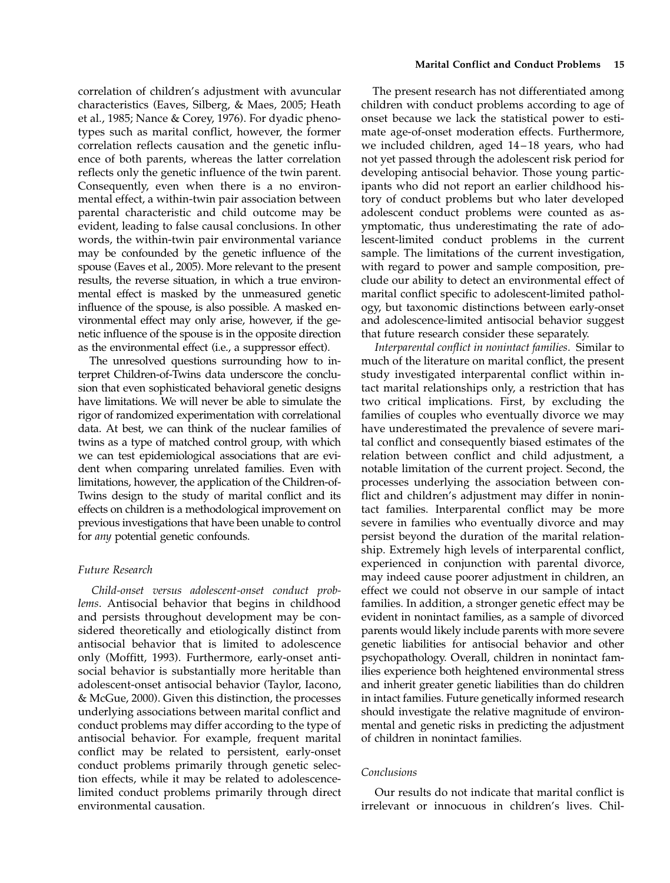correlation of children's adjustment with avuncular characteristics (Eaves, Silberg, & Maes, 2005; Heath et al., 1985; Nance & Corey, 1976). For dyadic phenotypes such as marital conflict, however, the former correlation reflects causation and the genetic influence of both parents, whereas the latter correlation reflects only the genetic influence of the twin parent. Consequently, even when there is a no environmental effect, a within-twin pair association between parental characteristic and child outcome may be evident, leading to false causal conclusions. In other words, the within-twin pair environmental variance may be confounded by the genetic influence of the spouse (Eaves et al., 2005). More relevant to the present results, the reverse situation, in which a true environmental effect is masked by the unmeasured genetic influence of the spouse, is also possible. A masked environmental effect may only arise, however, if the genetic influence of the spouse is in the opposite direction as the environmental effect (i.e., a suppressor effect).

The unresolved questions surrounding how to interpret Children-of-Twins data underscore the conclusion that even sophisticated behavioral genetic designs have limitations. We will never be able to simulate the rigor of randomized experimentation with correlational data. At best, we can think of the nuclear families of twins as a type of matched control group, with which we can test epidemiological associations that are evident when comparing unrelated families. Even with limitations, however, the application of the Children-of-Twins design to the study of marital conflict and its effects on children is a methodological improvement on previous investigations that have been unable to control for *any* potential genetic confounds.

### Future Research

*Child-onset versus adolescent-onset conduct problems*. Antisocial behavior that begins in childhood and persists throughout development may be considered theoretically and etiologically distinct from antisocial behavior that is limited to adolescence only (Moffitt, 1993). Furthermore, early-onset antisocial behavior is substantially more heritable than adolescent-onset antisocial behavior (Taylor, Iacono, & McGue, 2000). Given this distinction, the processes underlying associations between marital conflict and conduct problems may differ according to the type of antisocial behavior. For example, frequent marital conflict may be related to persistent, early-onset conduct problems primarily through genetic selection effects, while it may be related to adolescence-limited conduct problems primarily through direct environmental causation.

The present research has not differentiated among children with conduct problems according to age of onset because we lack the statistical power to estimate age-of-onset moderation effects. Furthermore, we included children, aged 14–18 years, who had not yet passed through the adolescent risk period for developing antisocial behavior. Those young participants who did not report an earlier childhood history of conduct problems but who later developed adolescent conduct problems were counted as asymptomatic, thus underestimating the rate of adolescent-limited conduct problems in the current sample. The limitations of the current investigation, with regard to power and sample composition, preclude our ability to detect an environmental effect of marital conflict specific to adolescent-limited pathology, but taxonomic distinctions between early-onset and adolescence-limited antisocial behavior suggest that future research consider these separately.

*Interparental conflict in nonintact families*. Similar to much of the literature on marital conflict, the present study investigated interparental conflict within intact marital relationships only, a restriction that has two critical implications. First, by excluding the families of couples who eventually divorce we may have underestimated the prevalence of severe marital conflict and consequently biased estimates of the relation between conflict and child adjustment, a notable limitation of the current project. Second, the processes underlying the association between conflict and children's adjustment may differ in nonintact families. Interparental conflict may be more severe in families who eventually divorce and may persist beyond the duration of the marital relationship. Extremely high levels of interparental conflict, experienced in conjunction with parental divorce, may indeed cause poorer adjustment in children, an effect we could not observe in our sample of intact families. In addition, a stronger genetic effect may be evident in nonintact families, as a sample of divorced parents would likely include parents with more severe genetic liabilities for antisocial behavior and other psychopathology. Overall, children in nonintact families experience both heightened environmental stress and inherit greater genetic liabilities than do children in intact families. Future genetically informed research should investigate the relative magnitude of environmental and genetic risks in predicting the adjustment of children in nonintact families.

### Conclusions

Our results do not indicate that marital conflict is irrelevant or innocuous in children's lives. Chil-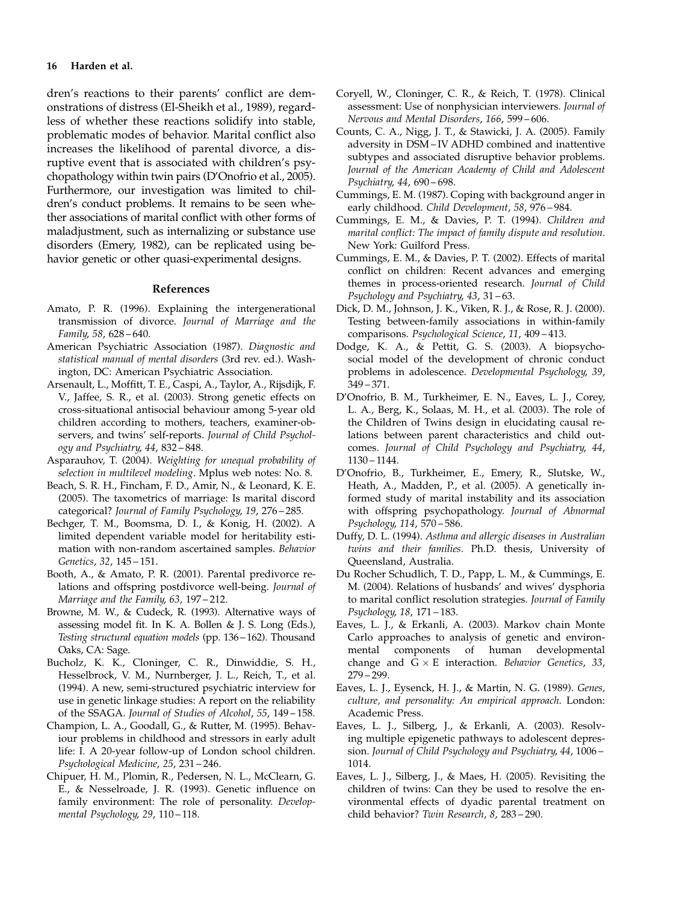dren's reactions to their parents' conflict are demonstrations of distress (El-Sheikh et al., 1989), regardless of whether these reactions solidify into stable, problematic modes of behavior. Marital conflict also increases the likelihood of parental divorce, a disruptive event that is associated with children's psychopathology within twin pairs (D'Onofrio et al., 2005). Furthermore, our investigation was limited to children's conduct problems. It remains to be seen whether associations of marital conflict with other forms of maladjustment, such as internalizing or substance use disorders (Emery, 1982), can be replicated using behavior genetic or other quasi-experimental designs.

## References

Amato, P. R. (1996). Explaining the intergenerational transmission of divorce. *Journal of Marriage and the Family*, *58*, 628 – 640.

American Psychiatric Association (1987). *Diagnostic and statistical manual of mental disorders* (3rd rev. ed.). Washington, DC: American Psychiatric Association.

Arsenault, L., Moffitt, T. E., Caspi, A., Taylor, A., Rijsdijk, F. V., Jaffee, S. R., et al. (2003). Strong genetic effects on cross-situational antisocial behaviour among 5-year old children according to mothers, teachers, examiner-observers, and twins' self-reports. *Journal of Child Psychology and Psychiatry*, *44*, 832 – 848.

Asparauhov, T. (2004). *Weighting for unequal probability of selection in multilevel modeling*. Mplus web notes: No. 8.

Beach, S. R. H., Fincham, F. D., Amir, N., & Leonard, K. E. (2005). The taxometrics of marriage: Is marital discord categorical? *Journal of Family Psychology*, *19*, 276 – 285.

Bechger, T. M., Boomsma, D. I., & Konig, H. (2002). A limited dependent variable model for heritability estimation with non-random ascertained samples. *Behavior Genetics*, *32*, 145 – 151.

Booth, A., & Amato, P. R. (2001). Parental predivorce relations and offspring postdivorce well-being. *Journal of Marriage and the Family*, *63*, 197 – 212.

Browne, M. W., & Cudeck, R. (1993). Alternative ways of assessing model fit. In K. A. Bollen & J. S. Long (Eds.), *Testing structural equation models* (pp. 136 – 162). Thousand Oaks, CA: Sage.

Bucholz, K. K., Cloninger, C. R., Dinwiddie, S. H., Hesselbrock, V. M., Nurnberger, J. L., Reich, T., et al. (1994). A new, semi-structured psychiatric interview for use in genetic linkage studies: A report on the reliability of the SSAGA. *Journal of Studies of Alcohol*, *55*, 149 – 158.

Champion, L. A., Goodall, G., & Rutter, M. (1995). Behaviour problems in childhood and stressors in early adult life: I. A 20-year follow-up of London school children. *Psychological Medicine*, *25*, 231 – 246.

Chipuer, H. M., Plomin, R., Pedersen, N. L., McClearn, G. E., & Nesselroade, J. R. (1993). Genetic influence on family environment: The role of personality. *Developmental Psychology*, *29*, 110 – 118.

Coryell, W., Cloninger, C. R., & Reich, T. (1978). Clinical assessment: Use of nonphysician interviewers. *Journal of Nervous and Mental Disorders*, *166*, 599 – 606.

Counts, C. A., Nigg, J. T., & Stawicki, J. A. (2005). Family adversity in DSM – IV ADHD combined and inattentive subtypes and associated disruptive behavior problems. *Journal of the American Academy of Child and Adolescent Psychiatry*, *44*, 690 – 698.

Cummings, E. M. (1987). Coping with background anger in early childhood. *Child Development*, *58*, 976 – 984.

Cummings, E. M., & Davies, P. T. (1994). *Children and marital conflict: The impact of family dispute and resolution*. New York: Guilford Press.

Cummings, E. M., & Davies, P. T. (2002). Effects of marital conflict on children: Recent advances and emerging themes in process-oriented research. *Journal of Child Psychology and Psychiatry*, *43*, 31 – 63.

Dick, D. M., Johnson, J. K., Viken, R. J., & Rose, R. J. (2000). Testing between-family associations in within-family comparisons. *Psychological Science*, *11*, 409 – 413.

Dodge, K. A., & Pettit, G. S. (2003). A biopsychosocial model of the development of chronic conduct problems in adolescence. *Developmental Psychology*, *39*, 349 – 371.

D'Onofrio, B. M., Turkheimer, E. N., Eaves, L. J., Corey, L. A., Berg, K., Solaas, M. H., et al. (2003). The role of the Children of Twins design in elucidating causal relations between parent characteristics and child outcomes. *Journal of Child Psychology and Psychiatry*, *44*, 1130 – 1144.

D'Onofrio, B., Turkheimer, E., Emery, R., Slutske, W., Heath, A., Madden, P., et al. (2005). A genetically informed study of marital instability and its association with offspring psychopathology. *Journal of Abnormal Psychology*, *114*, 570 – 586.

Duffy, D. L. (1994). *Asthma and allergic diseases in Australian twins and their families*. Ph.D. thesis, University of Queensland, Australia.

Du Rocher Schudlich, T. D., Papp, L. M., & Cummings, E. M. (2004). Relations of husbands' and wives' dysphoria to marital conflict resolution strategies. *Journal of Family Psychology*, *18*, 171 – 183.

Eaves, L. J., & Erkanli, A. (2003). Markov chain Monte Carlo approaches to analysis of genetic and environmental components of human developmental change and G $\times$ E interaction. *Behavior Genetics*, *33*, 279 – 299.

Eaves, L. J., Eysenck, H. J., & Martin, N. G. (1989). *Genes, culture, and personality: An empirical approach*. London: Academic Press.

Eaves, L. J., Silberg, J., & Erkanli, A. (2003). Resolving multiple epigenetic pathways to adolescent depression. *Journal of Child Psychology and Psychiatry*, *44*, 1006 – 1014.

Eaves, L. J., Silberg, J., & Maes, H. (2005). Revisiting the children of twins: Can they be used to resolve the environmental effects of dyadic parental treatment on child behavior? *Twin Research*, *8*, 283 – 290.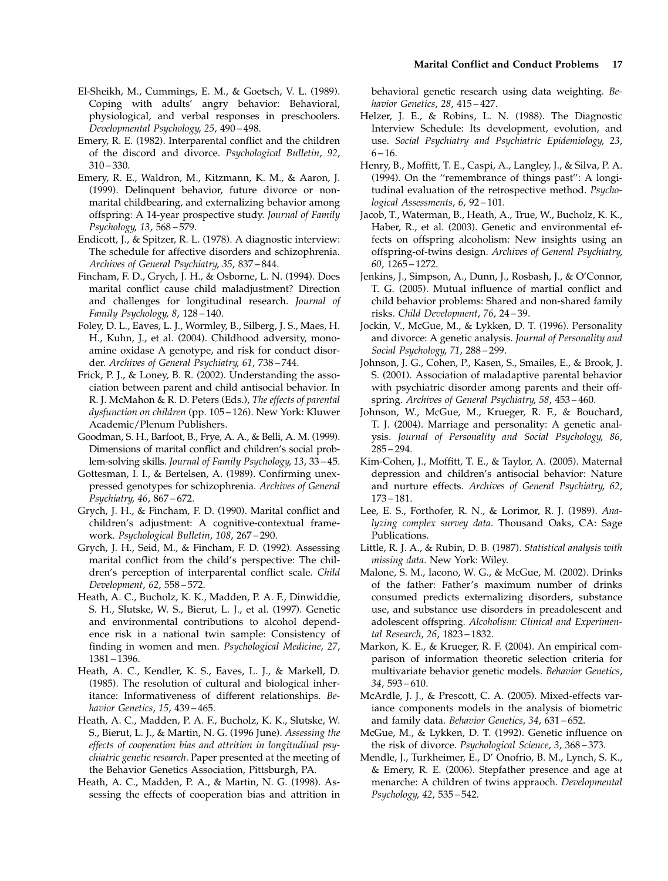El-Sheikh, M., Cummings, E. M., & Goetsch, V. L. (1989). Coping with adults' angry behavior: Behavioral, physiological, and verbal responses in preschoolers. *Developmental Psychology*, *25*, 490 – 498.

Emery, R. E. (1982). Interparental conflict and the children of the discord and divorce. *Psychological Bulletin*, *92*, 310 – 330.

Emery, R. E., Waldron, M., Kitzmann, K. M., & Aaron, J. (1999). Delinquent behavior, future divorce or nonmarital childbearing, and externalizing behavior among offspring: A 14-year prospective study. *Journal of Family Psychology*, *13*, 568 – 579.

Endicott, J., & Spitzer, R. L. (1978). A diagnostic interview: The schedule for affective disorders and schizophrenia. *Archives of General Psychiatry*, *35*, 837 – 844.

Fincham, F. D., Grych, J. H., & Osborne, L. N. (1994). Does marital conflict cause child maladjustment? Direction and challenges for longitudinal research. *Journal of Family Psychology*, *8*, 128 – 140.

Foley, D. L., Eaves, L. J., Wormley, B., Silberg, J. S., Maes, H. H., Kuhn, J., et al. (2004). Childhood adversity, monoamine oxidase A genotype, and risk for conduct disorder. *Archives of General Psychiatry*, *61*, 738 – 744.

Frick, P. J., & Loney, B. R. (2002). Understanding the association between parent and child antisocial behavior. In R. J. McMahon & R. D. Peters (Eds.), *The effects of parental dysfunction on children* (pp. 105 – 126). New York: Kluwer Academic/Plenum Publishers.

Goodman, S. H., Barfoot, B., Frye, A. A., & Belli, A. M. (1999). Dimensions of marital conflict and children's social problem-solving skills. *Journal of Family Psychology*, *13*, 33 – 45.

Gottesman, I. I., & Bertelsen, A. (1989). Confirming unexpressed genotypes for schizophrenia. *Archives of General Psychiatry*, *46*, 867 – 672.

Grych, J. H., & Fincham, F. D. (1990). Marital conflict and children's adjustment: A cognitive-contextual framework. *Psychological Bulletin*, *108*, 267 – 290.

Grych, J. H., Seid, M., & Fincham, F. D. (1992). Assessing marital conflict from the child's perspective: The children's perception of interparental conflict scale. *Child Development*, *62*, 558 – 572.

Heath, A. C., Bucholz, K. K., Madden, P. A. F., Dinwiddie, S. H., Slutske, W. S., Bierut, L. J., et al. (1997). Genetic and environmental contributions to alcohol dependence risk in a national twin sample: Consistency of finding in women and men. *Psychological Medicine*, *27*, 1381 – 1396.

Heath, A. C., Kendler, K. S., Eaves, L. J., & Markell, D. (1985). The resolution of cultural and biological inheritance: Informativeness of different relationships. *Behavior Genetics*, *15*, 439 – 465.

Heath, A. C., Madden, P. A. F., Bucholz, K. K., Slutske, W. S., Bierut, L. J., & Martin, N. G. (1996 June). *Assessing the effects of cooperation bias and attrition in longitudinal psychiatric genetic research*. Paper presented at the meeting of the Behavior Genetics Association, Pittsburgh, PA.

Heath, A. C., Madden, P. A., & Martin, N. G. (1998). Assessing the effects of cooperation bias and attrition in behavioral genetic research using data weighting. *Behavior Genetics*, *28*, 415 – 427.

Helzer, J. E., & Robins, L. N. (1988). The Diagnostic Interview Schedule: Its development, evolution, and use. *Social Psychiatry and Psychiatric Epidemiology*, *23*, 6 – 16.

Henry, B., Moffitt, T. E., Caspi, A., Langley, J., & Silva, P. A. (1994). On the ''remembrance of things past'': A longitudinal evaluation of the retrospective method. *Psychological Assessments*, *6*, 92 – 101.

Jacob, T., Waterman, B., Heath, A., True, W., Bucholz, K. K., Haber, R., et al. (2003). Genetic and environmental effects on offspring alcoholism: New insights using an offspring-of-twins design. *Archives of General Psychiatry*, *60*, 1265 – 1272.

Jenkins, J., Simpson, A., Dunn, J., Rosbash, J., & O'Connor, T. G. (2005). Mutual influence of martial conflict and child behavior problems: Shared and non-shared family risks. *Child Development*, *76*, 24 – 39.

Jockin, V., McGue, M., & Lykken, D. T. (1996). Personality and divorce: A genetic analysis. *Journal of Personality and Social Psychology*, *71*, 288 – 299.

Johnson, J. G., Cohen, P., Kasen, S., Smailes, E., & Brook, J. S. (2001). Association of maladaptive parental behavior with psychiatric disorder among parents and their offspring. *Archives of General Psychiatry*, *58*, 453 – 460.

Johnson, W., McGue, M., Krueger, R. F., & Bouchard, T. J. (2004). Marriage and personality: A genetic analysis. *Journal of Personality and Social Psychology*, *86*, 285 – 294.

Kim-Cohen, J., Moffitt, T. E., & Taylor, A. (2005). Maternal depression and children's antisocial behavior: Nature and nurture effects. *Archives of General Psychiatry*, *62*, 173 – 181.

Lee, E. S., Forthofer, R. N., & Lorimor, R. J. (1989). *Analyzing complex survey data*. Thousand Oaks, CA: Sage Publications.

Little, R. J. A., & Rubin, D. B. (1987). *Statistical analysis with missing data*. New York: Wiley.

Malone, S. M., Iacono, W. G., & McGue, M. (2002). Drinks of the father: Father's maximum number of drinks consumed predicts externalizing disorders, substance use, and substance use disorders in preadolescent and adolescent offspring. *Alcoholism: Clinical and Experimental Research*, *26*, 1823 – 1832.

Markon, K. E., & Krueger, R. F. (2004). An empirical comparison of information theoretic selection criteria for multivariate behavior genetic models. *Behavior Genetics*, *34*, 593 – 610.

McArdle, J. J., & Prescott, C. A. (2005). Mixed-effects variance components models in the analysis of biometric and family data. *Behavior Genetics*, *34*, 631 – 652.

McGue, M., & Lykken, D. T. (1992). Genetic influence on the risk of divorce. *Psychological Science*, *3*, 368 – 373.

Mendle, J., Turkheimer, E., D' Onofrio, B. M., Lynch, S. K., & Emery, R. E. (2006). Stepfather presence and age at menarche: A children of twins appraoch. *Developmental Psychology*, *42*, 535 – 542.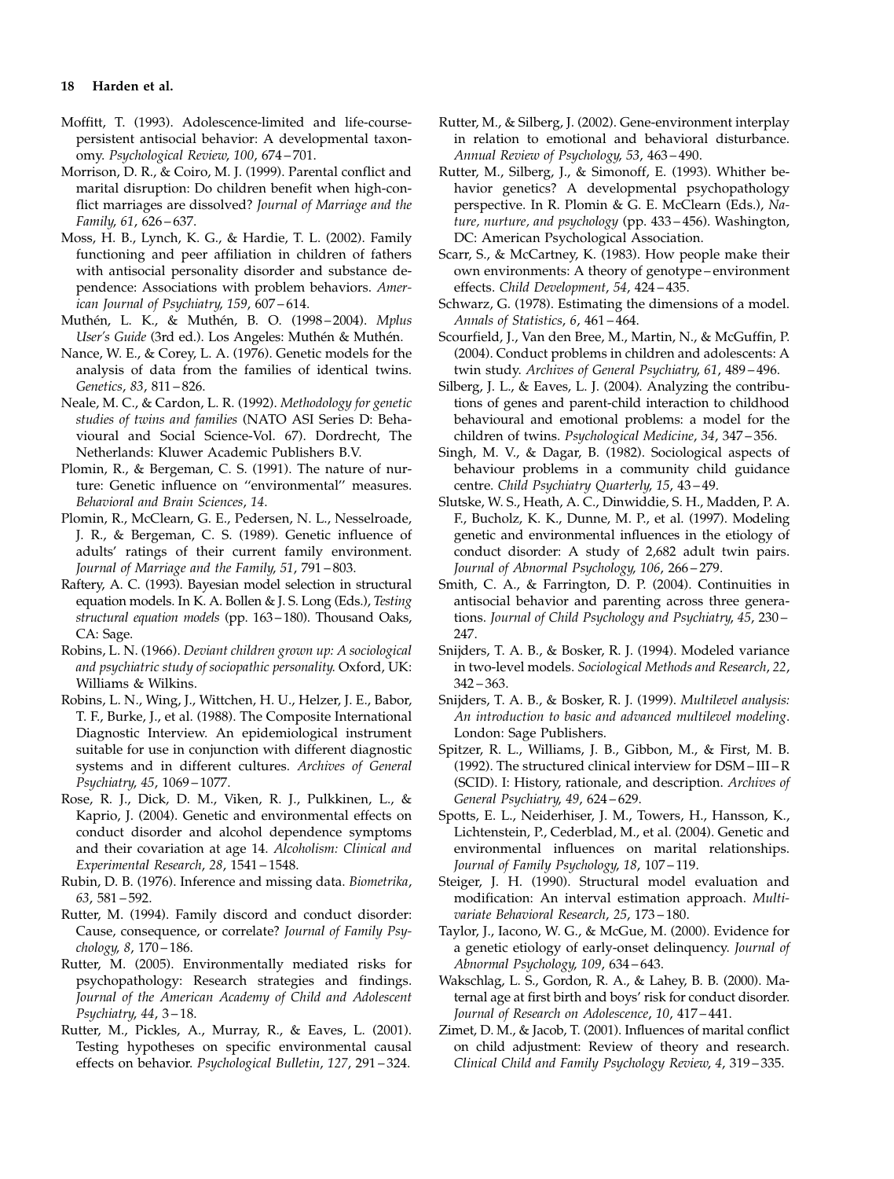Moffitt, T. (1993). Adolescence-limited and life-course-persistent antisocial behavior: A developmental taxonomy. *Psychological Review*, *100*, 674 – 701.

Morrison, D. R., & Coiro, M. J. (1999). Parental conflict and marital disruption: Do children benefit when high-conflict marriages are dissolved? *Journal of Marriage and the Family*, *61*, 626 – 637.

Moss, H. B., Lynch, K. G., & Hardie, T. L. (2002). Family functioning and peer affiliation in children of fathers with antisocial personality disorder and substance dependence: Associations with problem behaviors. *American Journal of Psychiatry*, *159*, 607 – 614.

Muthén, L. K., & Muthén, B. O. (1998 – 2004). *Mplus User's Guide* (3rd ed.). Los Angeles: Muthén & Muthén.

Nance, W. E., & Corey, L. A. (1976). Genetic models for the analysis of data from the families of identical twins. *Genetics*, *83*, 811 – 826.

Neale, M. C., & Cardon, L. R. (1992). *Methodology for genetic studies of twins and families* (NATO ASI Series D: Behavioural and Social Science-Vol. 67). Dordrecht, The Netherlands: Kluwer Academic Publishers B.V.

Plomin, R., & Bergeman, C. S. (1991). The nature of nurture: Genetic influence on ''environmental'' measures. *Behavioral and Brain Sciences*, *14*.

Plomin, R., McClearn, G. E., Pedersen, N. L., Nesselroade, J. R., & Bergeman, C. S. (1989). Genetic influence of adults' ratings of their current family environment. *Journal of Marriage and the Family*, *51*, 791 – 803.

Raftery, A. C. (1993). Bayesian model selection in structural equation models. In K. A. Bollen & J. S. Long (Eds.), *Testing structural equation models* (pp. 163 – 180). Thousand Oaks, CA: Sage.

Robins, L. N. (1966). *Deviant children grown up: A sociological and psychiatric study of sociopathic personality.* Oxford, UK: Williams & Wilkins.

Robins, L. N., Wing, J., Wittchen, H. U., Helzer, J. E., Babor, T. F., Burke, J., et al. (1988). The Composite International Diagnostic Interview. An epidemiological instrument suitable for use in conjunction with different diagnostic systems and in different cultures. *Archives of General Psychiatry*, *45*, 1069 – 1077.

Rose, R. J., Dick, D. M., Viken, R. J., Pulkkinen, L., & Kaprio, J. (2004). Genetic and environmental effects on conduct disorder and alcohol dependence symptoms and their covariation at age 14. *Alcoholism: Clinical and Experimental Research*, *28*, 1541 – 1548.

Rubin, D. B. (1976). Inference and missing data. *Biometrika*, *63*, 581 – 592.

Rutter, M. (1994). Family discord and conduct disorder: Cause, consequence, or correlate? *Journal of Family Psychology*, *8*, 170 – 186.

Rutter, M. (2005). Environmentally mediated risks for psychopathology: Research strategies and findings. *Journal of the American Academy of Child and Adolescent Psychiatry*, *44*, 3 – 18.

Rutter, M., Pickles, A., Murray, R., & Eaves, L. (2001). Testing hypotheses on specific environmental causal effects on behavior. *Psychological Bulletin*, *127*, 291 – 324.

Rutter, M., & Silberg, J. (2002). Gene-environment interplay in relation to emotional and behavioral disturbance. *Annual Review of Psychology*, *53*, 463 – 490.

Rutter, M., Silberg, J., & Simonoff, E. (1993). Whither behavior genetics? A developmental psychopathology perspective. In R. Plomin & G. E. McClearn (Eds.), *Nature, nurture, and psychology* (pp. 433 – 456). Washington, DC: American Psychological Association.

Scarr, S., & McCartney, K. (1983). How people make their own environments: A theory of genotype – environment effects. *Child Development*, *54*, 424 – 435.

Schwarz, G. (1978). Estimating the dimensions of a model. *Annals of Statistics*, *6*, 461 – 464.

Scourfield, J., Van den Bree, M., Martin, N., & McGuffin, P. (2004). Conduct problems in children and adolescents: A twin study. *Archives of General Psychiatry*, *61*, 489 – 496.

Silberg, J. L., & Eaves, L. J. (2004). Analyzing the contributions of genes and parent-child interaction to childhood behavioural and emotional problems: a model for the children of twins. *Psychological Medicine*, *34*, 347 – 356.

Singh, M. V., & Dagar, B. (1982). Sociological aspects of behaviour problems in a community child guidance centre. *Child Psychiatry Quarterly*, *15*, 43 – 49.

Slutske, W. S., Heath, A. C., Dinwiddie, S. H., Madden, P. A. F., Bucholz, K. K., Dunne, M. P., et al. (1997). Modeling genetic and environmental influences in the etiology of conduct disorder: A study of 2,682 adult twin pairs. *Journal of Abnormal Psychology*, *106*, 266 – 279.

Smith, C. A., & Farrington, D. P. (2004). Continuities in antisocial behavior and parenting across three generations. *Journal of Child Psychology and Psychiatry*, *45*, 230 – 247.

Snijders, T. A. B., & Bosker, R. J. (1994). Modeled variance in two-level models. *Sociological Methods and Research*, *22*, 342 – 363.

Snijders, T. A. B., & Bosker, R. J. (1999). *Multilevel analysis: An introduction to basic and advanced multilevel modeling*. London: Sage Publishers.

Spitzer, R. L., Williams, J. B., Gibbon, M., & First, M. B. (1992). The structured clinical interview for DSM – III – R (SCID). I: History, rationale, and description. *Archives of General Psychiatry*, *49*, 624 – 629.

Spotts, E. L., Neiderhiser, J. M., Towers, H., Hansson, K., Lichtenstein, P., Cederblad, M., et al. (2004). Genetic and environmental influences on marital relationships. *Journal of Family Psychology*, *18*, 107 – 119.

Steiger, J. H. (1990). Structural model evaluation and modification: An interval estimation approach. *Multivariate Behavioral Research*, *25*, 173 – 180.

Taylor, J., Iacono, W. G., & McGue, M. (2000). Evidence for a genetic etiology of early-onset delinquency. *Journal of Abnormal Psychology*, *109*, 634 – 643.

Wakschlag, L. S., Gordon, R. A., & Lahey, B. B. (2000). Maternal age at first birth and boys' risk for conduct disorder. *Journal of Research on Adolescence*, *10*, 417 – 441.

Zimet, D. M., & Jacob, T. (2001). Influences of marital conflict on child adjustment: Review of theory and research. *Clinical Child and Family Psychology Review*, *4*, 319 – 335.